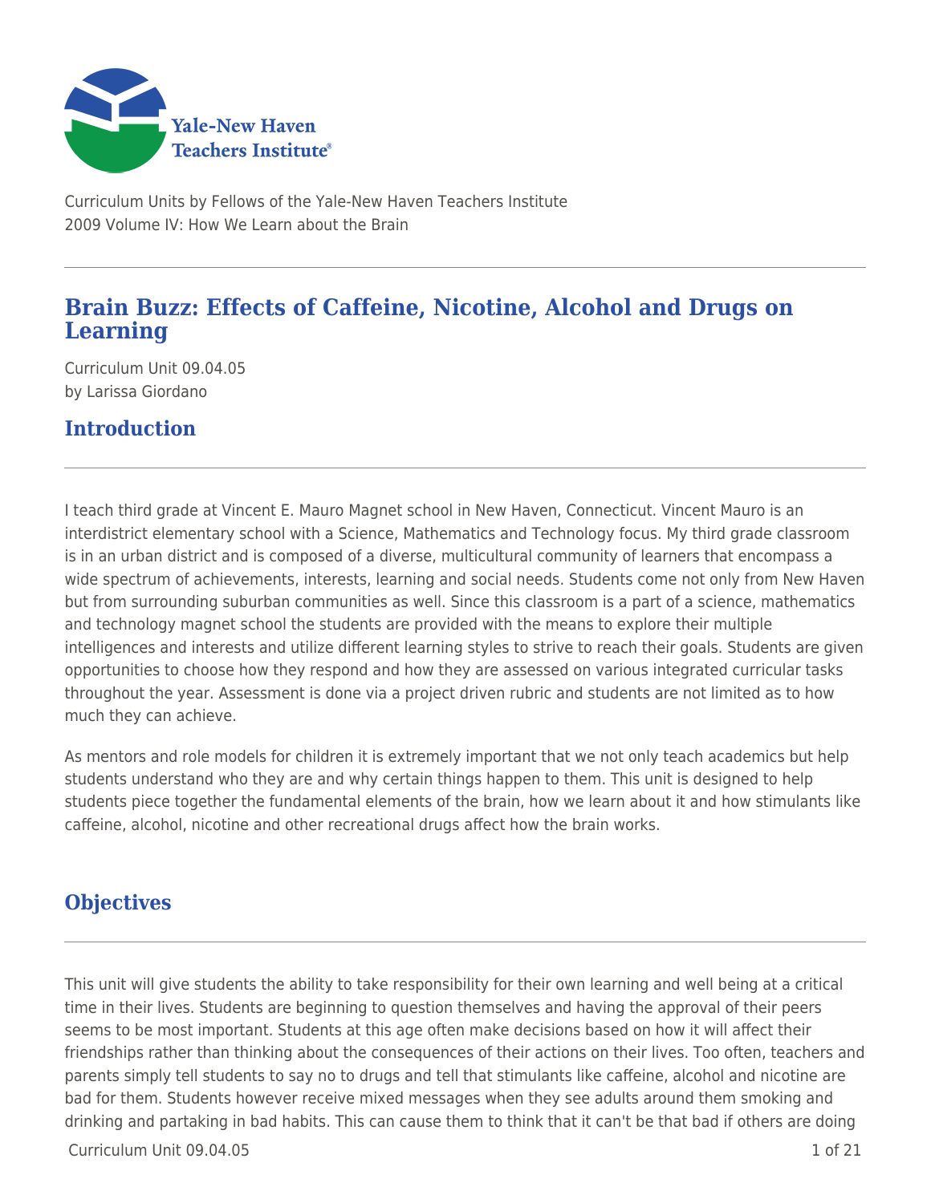Yale-New Haven Teachers Institute

Curriculum Units by Fellows of the Yale-New Haven Teachers Institute
2009 Volume IV: How We Learn about the Brain

# Brain Buzz: Effects of Caffeine, Nicotine, Alcohol and Drugs on Learning

Curriculum Unit 09.04.05
by Larissa Giordano

## Introduction

I teach third grade at Vincent E. Mauro Magnet school in New Haven, Connecticut. Vincent Mauro is an interdistrict elementary school with a Science, Mathematics and Technology focus. My third grade classroom is in an urban district and is composed of a diverse, multicultural community of learners that encompass a wide spectrum of achievements, interests, learning and social needs. Students come not only from New Haven but from surrounding suburban communities as well. Since this classroom is a part of a science, mathematics and technology magnet school the students are provided with the means to explore their multiple intelligences and interests and utilize different learning styles to strive to reach their goals. Students are given opportunities to choose how they respond and how they are assessed on various integrated curricular tasks throughout the year. Assessment is done via a project driven rubric and students are not limited as to how much they can achieve.

As mentors and role models for children it is extremely important that we not only teach academics but help students understand who they are and why certain things happen to them. This unit is designed to help students piece together the fundamental elements of the brain, how we learn about it and how stimulants like caffeine, alcohol, nicotine and other recreational drugs affect how the brain works.

## Objectives

This unit will give students the ability to take responsibility for their own learning and well being at a critical time in their lives. Students are beginning to question themselves and having the approval of their peers seems to be most important. Students at this age often make decisions based on how it will affect their friendships rather than thinking about the consequences of their actions on their lives. Too often, teachers and parents simply tell students to say no to drugs and tell that stimulants like caffeine, alcohol and nicotine are bad for them. Students however receive mixed messages when they see adults around them smoking and drinking and partaking in bad habits. This can cause them to think that it can't be that bad if others are doing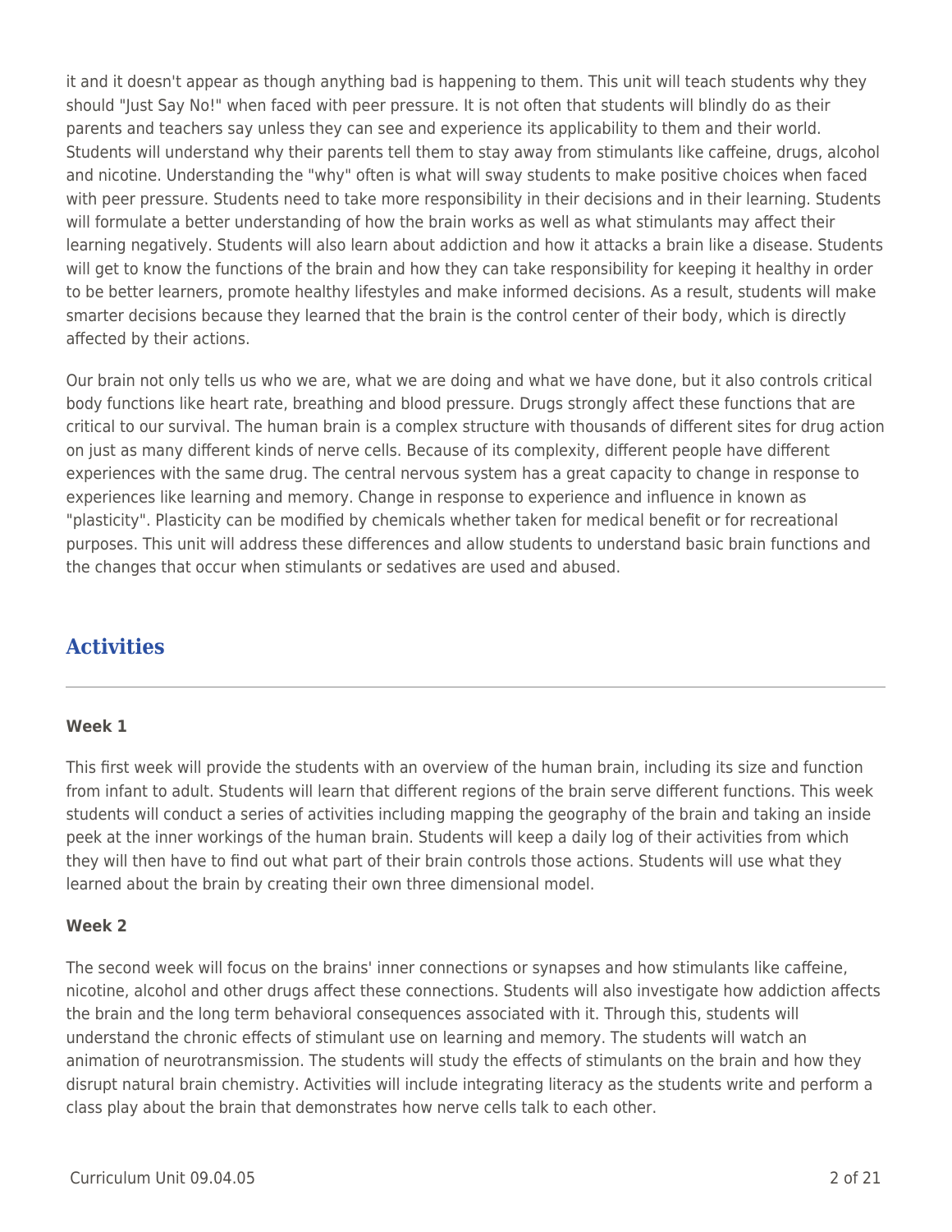it and it doesn't appear as though anything bad is happening to them. This unit will teach students why they should "Just Say No!" when faced with peer pressure. It is not often that students will blindly do as their parents and teachers say unless they can see and experience its applicability to them and their world. Students will understand why their parents tell them to stay away from stimulants like caffeine, drugs, alcohol and nicotine. Understanding the "why" often is what will sway students to make positive choices when faced with peer pressure. Students need to take more responsibility in their decisions and in their learning. Students will formulate a better understanding of how the brain works as well as what stimulants may affect their learning negatively. Students will also learn about addiction and how it attacks a brain like a disease. Students will get to know the functions of the brain and how they can take responsibility for keeping it healthy in order to be better learners, promote healthy lifestyles and make informed decisions. As a result, students will make smarter decisions because they learned that the brain is the control center of their body, which is directly affected by their actions.

Our brain not only tells us who we are, what we are doing and what we have done, but it also controls critical body functions like heart rate, breathing and blood pressure. Drugs strongly affect these functions that are critical to our survival. The human brain is a complex structure with thousands of different sites for drug action on just as many different kinds of nerve cells. Because of its complexity, different people have different experiences with the same drug. The central nervous system has a great capacity to change in response to experiences like learning and memory. Change in response to experience and influence in known as "plasticity". Plasticity can be modified by chemicals whether taken for medical benefit or for recreational purposes. This unit will address these differences and allow students to understand basic brain functions and the changes that occur when stimulants or sedatives are used and abused.

## Activities

**Week 1**

This first week will provide the students with an overview of the human brain, including its size and function from infant to adult. Students will learn that different regions of the brain serve different functions. This week students will conduct a series of activities including mapping the geography of the brain and taking an inside peek at the inner workings of the human brain. Students will keep a daily log of their activities from which they will then have to find out what part of their brain controls those actions. Students will use what they learned about the brain by creating their own three dimensional model.

**Week 2**

The second week will focus on the brains' inner connections or synapses and how stimulants like caffeine, nicotine, alcohol and other drugs affect these connections. Students will also investigate how addiction affects the brain and the long term behavioral consequences associated with it. Through this, students will understand the chronic effects of stimulant use on learning and memory. The students will watch an animation of neurotransmission. The students will study the effects of stimulants on the brain and how they disrupt natural brain chemistry. Activities will include integrating literacy as the students write and perform a class play about the brain that demonstrates how nerve cells talk to each other.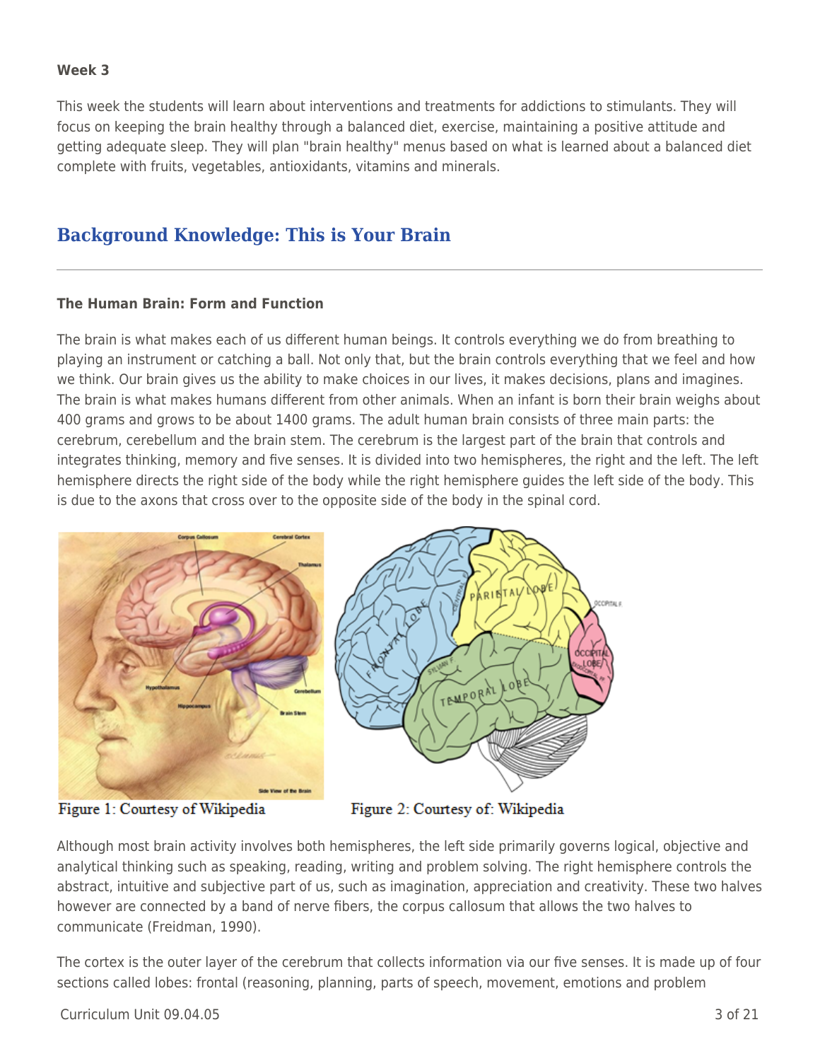**Week 3**

This week the students will learn about interventions and treatments for addictions to stimulants. They will focus on keeping the brain healthy through a balanced diet, exercise, maintaining a positive attitude and getting adequate sleep. They will plan "brain healthy" menus based on what is learned about a balanced diet complete with fruits, vegetables, antioxidants, vitamins and minerals.

## Background Knowledge: This is Your Brain

### The Human Brain: Form and Function

The brain is what makes each of us different human beings. It controls everything we do from breathing to playing an instrument or catching a ball. Not only that, but the brain controls everything that we feel and how we think. Our brain gives us the ability to make choices in our lives, it makes decisions, plans and imagines. The brain is what makes humans different from other animals. When an infant is born their brain weighs about 400 grams and grows to be about 1400 grams. The adult human brain consists of three main parts: the cerebrum, cerebellum and the brain stem. The cerebrum is the largest part of the brain that controls and integrates thinking, memory and five senses. It is divided into two hemispheres, the right and the left. The left hemisphere directs the right side of the body while the right hemisphere guides the left side of the body. This is due to the axons that cross over to the opposite side of the body in the spinal cord.

Figure 1: Courtesy of Wikipedia

Figure 2: Courtesy of: Wikipedia

Although most brain activity involves both hemispheres, the left side primarily governs logical, objective and analytical thinking such as speaking, reading, writing and problem solving. The right hemisphere controls the abstract, intuitive and subjective part of us, such as imagination, appreciation and creativity. These two halves however are connected by a band of nerve fibers, the corpus callosum that allows the two halves to communicate (Freidman, 1990).

The cortex is the outer layer of the cerebrum that collects information via our five senses. It is made up of four sections called lobes: frontal (reasoning, planning, parts of speech, movement, emotions and problem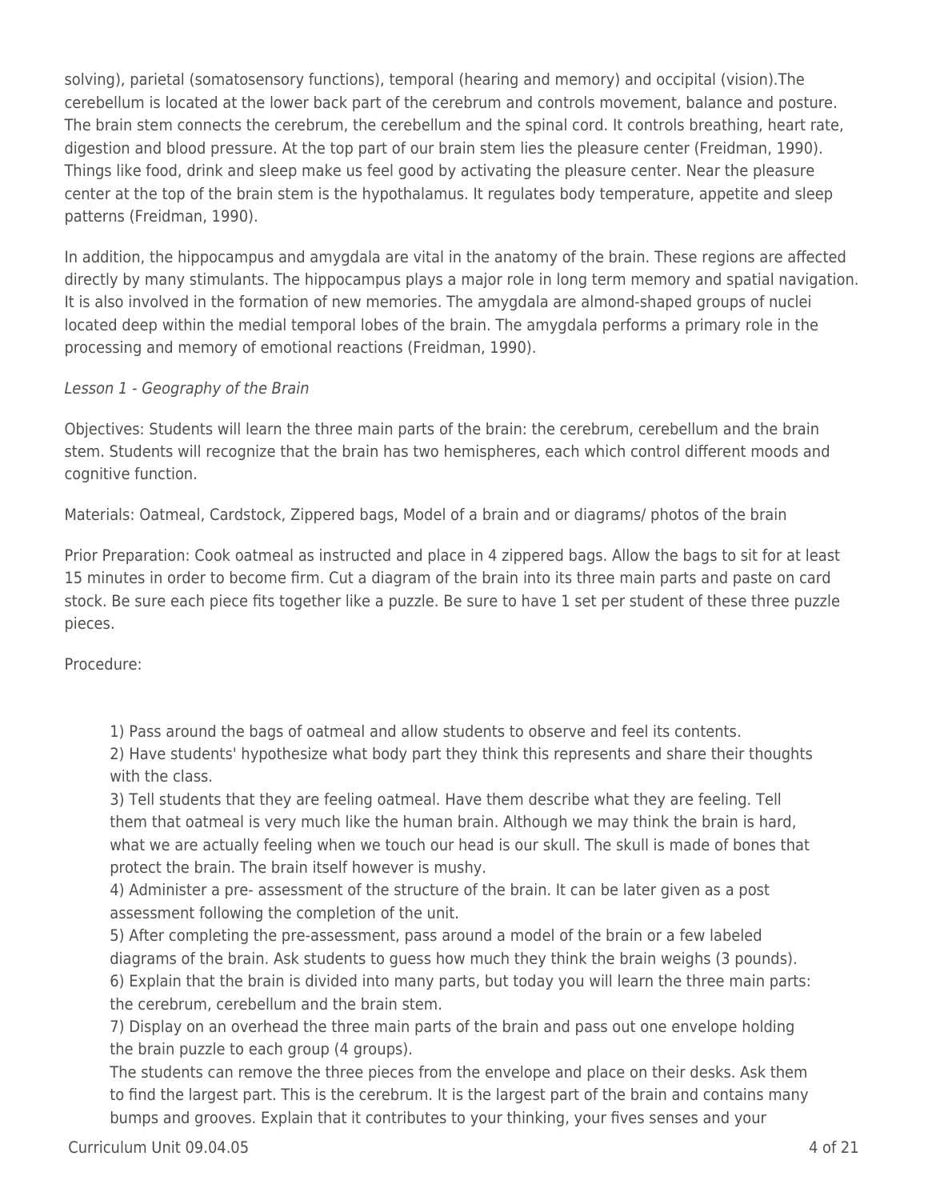solving), parietal (somatosensory functions), temporal (hearing and memory) and occipital (vision).The cerebellum is located at the lower back part of the cerebrum and controls movement, balance and posture. The brain stem connects the cerebrum, the cerebellum and the spinal cord. It controls breathing, heart rate, digestion and blood pressure. At the top part of our brain stem lies the pleasure center (Freidman, 1990). Things like food, drink and sleep make us feel good by activating the pleasure center. Near the pleasure center at the top of the brain stem is the hypothalamus. It regulates body temperature, appetite and sleep patterns (Freidman, 1990).

In addition, the hippocampus and amygdala are vital in the anatomy of the brain. These regions are affected directly by many stimulants. The hippocampus plays a major role in long term memory and spatial navigation. It is also involved in the formation of new memories. The amygdala are almond-shaped groups of nuclei located deep within the medial temporal lobes of the brain. The amygdala performs a primary role in the processing and memory of emotional reactions (Freidman, 1990).

*Lesson 1 - Geography of the Brain*

Objectives: Students will learn the three main parts of the brain: the cerebrum, cerebellum and the brain stem. Students will recognize that the brain has two hemispheres, each which control different moods and cognitive function.

Materials: Oatmeal, Cardstock, Zippered bags, Model of a brain and or diagrams/ photos of the brain

Prior Preparation: Cook oatmeal as instructed and place in 4 zippered bags. Allow the bags to sit for at least 15 minutes in order to become firm. Cut a diagram of the brain into its three main parts and paste on card stock. Be sure each piece fits together like a puzzle. Be sure to have 1 set per student of these three puzzle pieces.

Procedure:

1) Pass around the bags of oatmeal and allow students to observe and feel its contents.
2) Have students' hypothesize what body part they think this represents and share their thoughts with the class.
3) Tell students that they are feeling oatmeal. Have them describe what they are feeling. Tell them that oatmeal is very much like the human brain. Although we may think the brain is hard, what we are actually feeling when we touch our head is our skull. The skull is made of bones that protect the brain. The brain itself however is mushy.
4) Administer a pre- assessment of the structure of the brain. It can be later given as a post assessment following the completion of the unit.
5) After completing the pre-assessment, pass around a model of the brain or a few labeled diagrams of the brain. Ask students to guess how much they think the brain weighs (3 pounds).
6) Explain that the brain is divided into many parts, but today you will learn the three main parts: the cerebrum, cerebellum and the brain stem.
7) Display on an overhead the three main parts of the brain and pass out one envelope holding the brain puzzle to each group (4 groups).
The students can remove the three pieces from the envelope and place on their desks. Ask them to find the largest part. This is the cerebrum. It is the largest part of the brain and contains many bumps and grooves. Explain that it contributes to your thinking, your fives senses and your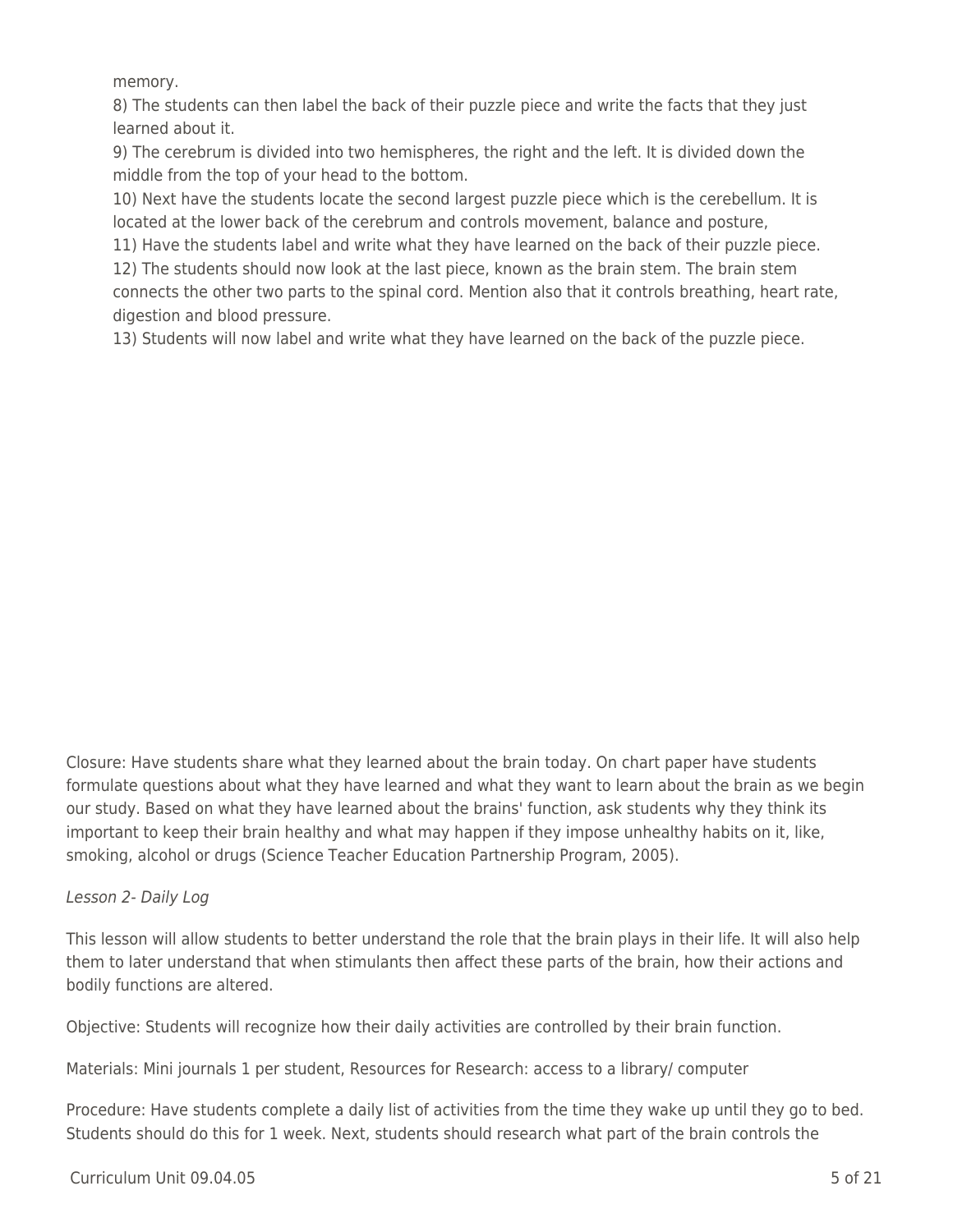memory.

8) The students can then label the back of their puzzle piece and write the facts that they just learned about it.

9) The cerebrum is divided into two hemispheres, the right and the left. It is divided down the middle from the top of your head to the bottom.

10) Next have the students locate the second largest puzzle piece which is the cerebellum. It is located at the lower back of the cerebrum and controls movement, balance and posture,

11) Have the students label and write what they have learned on the back of their puzzle piece.

12) The students should now look at the last piece, known as the brain stem. The brain stem connects the other two parts to the spinal cord. Mention also that it controls breathing, heart rate, digestion and blood pressure.

13) Students will now label and write what they have learned on the back of the puzzle piece.

Closure: Have students share what they learned about the brain today. On chart paper have students formulate questions about what they have learned and what they want to learn about the brain as we begin our study. Based on what they have learned about the brains' function, ask students why they think its important to keep their brain healthy and what may happen if they impose unhealthy habits on it, like, smoking, alcohol or drugs (Science Teacher Education Partnership Program, 2005).

*Lesson 2- Daily Log*

This lesson will allow students to better understand the role that the brain plays in their life. It will also help them to later understand that when stimulants then affect these parts of the brain, how their actions and bodily functions are altered.

Objective: Students will recognize how their daily activities are controlled by their brain function.

Materials: Mini journals 1 per student, Resources for Research: access to a library/ computer

Procedure: Have students complete a daily list of activities from the time they wake up until they go to bed. Students should do this for 1 week. Next, students should research what part of the brain controls the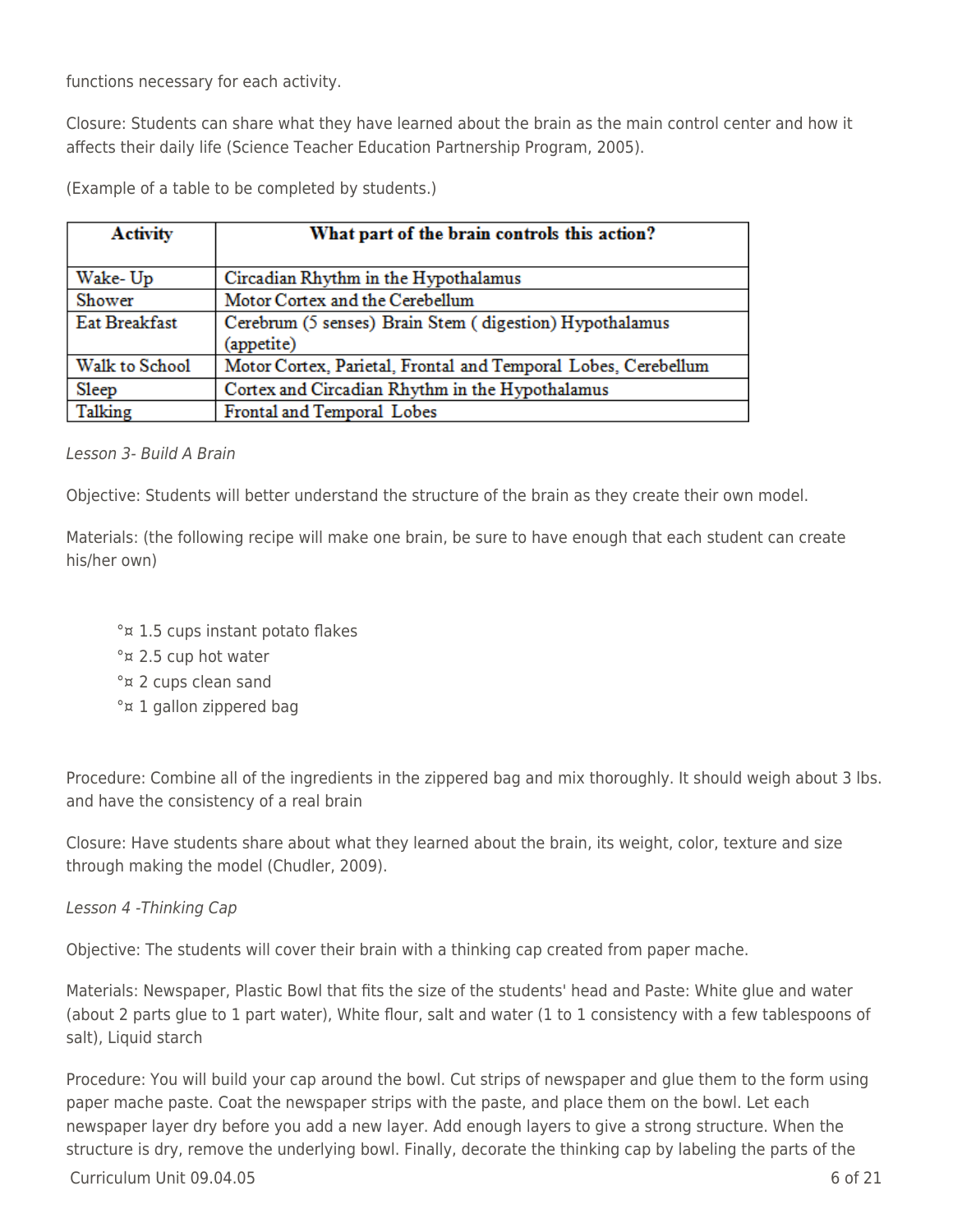functions necessary for each activity.

Closure: Students can share what they have learned about the brain as the main control center and how it affects their daily life (Science Teacher Education Partnership Program, 2005).

(Example of a table to be completed by students.)

| Activity | What part of the brain controls this action? |
|---|---|
| Wake- Up | Circadian Rhythm in the Hypothalamus |
| Shower | Motor Cortex and the Cerebellum |
| Eat Breakfast | Cerebrum (5 senses) Brain Stem ( digestion) Hypothalamus (appetite) |
| Walk to School | Motor Cortex, Parietal, Frontal and Temporal Lobes, Cerebellum |
| Sleep | Cortex and Circadian Rhythm in the Hypothalamus |
| Talking | Frontal and Temporal Lobes |

*Lesson 3- Build A Brain*

Objective: Students will better understand the structure of the brain as they create their own model.

Materials: (the following recipe will make one brain, be sure to have enough that each student can create his/her own)

- °¤ 1.5 cups instant potato flakes
- °¤ 2.5 cup hot water
- °¤ 2 cups clean sand
- °¤ 1 gallon zippered bag

Procedure: Combine all of the ingredients in the zippered bag and mix thoroughly. It should weigh about 3 lbs. and have the consistency of a real brain

Closure: Have students share about what they learned about the brain, its weight, color, texture and size through making the model (Chudler, 2009).

*Lesson 4 -Thinking Cap*

Objective: The students will cover their brain with a thinking cap created from paper mache.

Materials: Newspaper, Plastic Bowl that fits the size of the students' head and Paste: White glue and water (about 2 parts glue to 1 part water), White flour, salt and water (1 to 1 consistency with a few tablespoons of salt), Liquid starch

Procedure: You will build your cap around the bowl. Cut strips of newspaper and glue them to the form using paper mache paste. Coat the newspaper strips with the paste, and place them on the bowl. Let each newspaper layer dry before you add a new layer. Add enough layers to give a strong structure. When the structure is dry, remove the underlying bowl. Finally, decorate the thinking cap by labeling the parts of the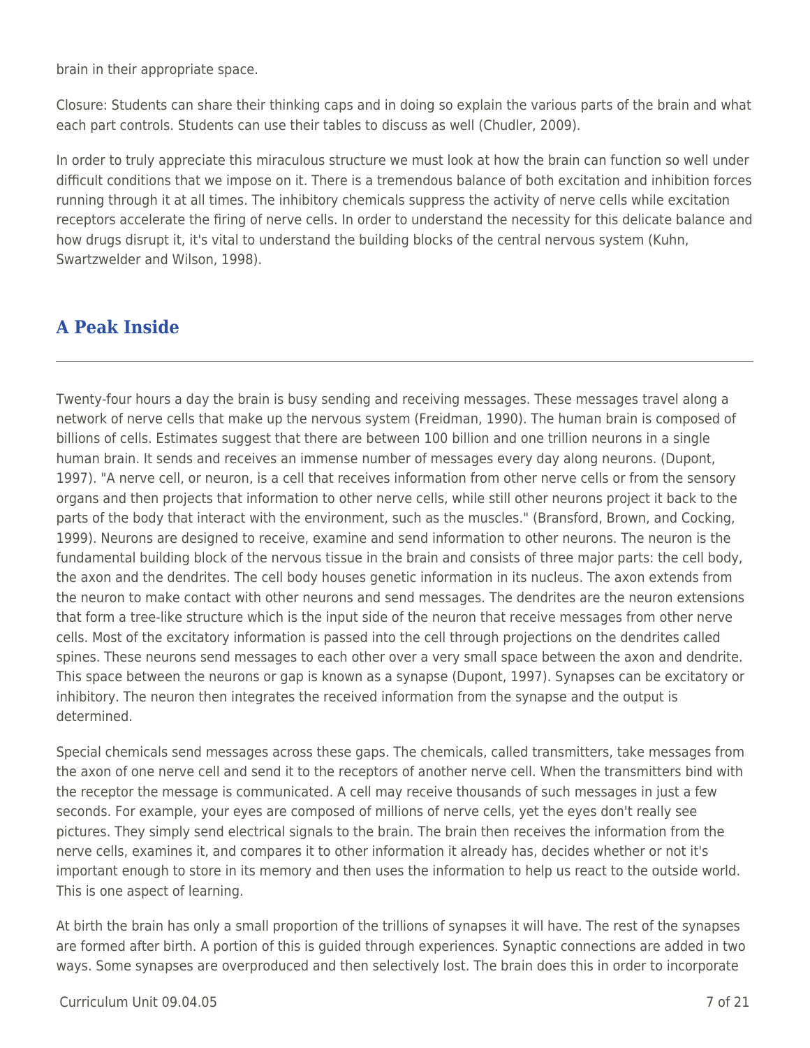brain in their appropriate space.

Closure: Students can share their thinking caps and in doing so explain the various parts of the brain and what each part controls. Students can use their tables to discuss as well (Chudler, 2009).

In order to truly appreciate this miraculous structure we must look at how the brain can function so well under difficult conditions that we impose on it. There is a tremendous balance of both excitation and inhibition forces running through it at all times. The inhibitory chemicals suppress the activity of nerve cells while excitation receptors accelerate the firing of nerve cells. In order to understand the necessity for this delicate balance and how drugs disrupt it, it's vital to understand the building blocks of the central nervous system (Kuhn, Swartzwelder and Wilson, 1998).

## A Peak Inside

Twenty-four hours a day the brain is busy sending and receiving messages. These messages travel along a network of nerve cells that make up the nervous system (Freidman, 1990). The human brain is composed of billions of cells. Estimates suggest that there are between 100 billion and one trillion neurons in a single human brain. It sends and receives an immense number of messages every day along neurons. (Dupont, 1997). "A nerve cell, or neuron, is a cell that receives information from other nerve cells or from the sensory organs and then projects that information to other nerve cells, while still other neurons project it back to the parts of the body that interact with the environment, such as the muscles." (Bransford, Brown, and Cocking, 1999). Neurons are designed to receive, examine and send information to other neurons. The neuron is the fundamental building block of the nervous tissue in the brain and consists of three major parts: the cell body, the axon and the dendrites. The cell body houses genetic information in its nucleus. The axon extends from the neuron to make contact with other neurons and send messages. The dendrites are the neuron extensions that form a tree-like structure which is the input side of the neuron that receive messages from other nerve cells. Most of the excitatory information is passed into the cell through projections on the dendrites called spines. These neurons send messages to each other over a very small space between the axon and dendrite. This space between the neurons or gap is known as a synapse (Dupont, 1997). Synapses can be excitatory or inhibitory. The neuron then integrates the received information from the synapse and the output is determined.

Special chemicals send messages across these gaps. The chemicals, called transmitters, take messages from the axon of one nerve cell and send it to the receptors of another nerve cell. When the transmitters bind with the receptor the message is communicated. A cell may receive thousands of such messages in just a few seconds. For example, your eyes are composed of millions of nerve cells, yet the eyes don't really see pictures. They simply send electrical signals to the brain. The brain then receives the information from the nerve cells, examines it, and compares it to other information it already has, decides whether or not it's important enough to store in its memory and then uses the information to help us react to the outside world. This is one aspect of learning.

At birth the brain has only a small proportion of the trillions of synapses it will have. The rest of the synapses are formed after birth. A portion of this is guided through experiences. Synaptic connections are added in two ways. Some synapses are overproduced and then selectively lost. The brain does this in order to incorporate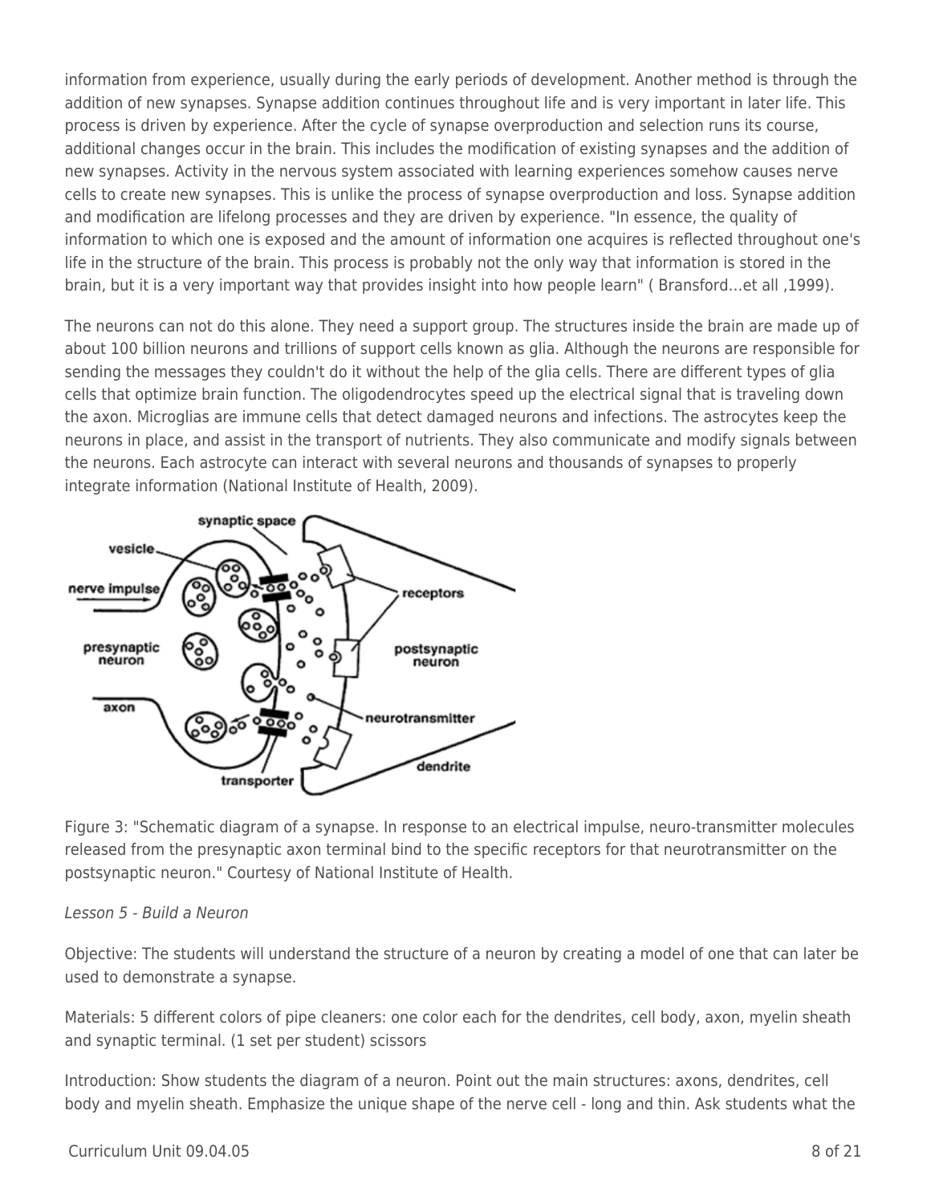information from experience, usually during the early periods of development. Another method is through the addition of new synapses. Synapse addition continues throughout life and is very important in later life. This process is driven by experience. After the cycle of synapse overproduction and selection runs its course, additional changes occur in the brain. This includes the modification of existing synapses and the addition of new synapses. Activity in the nervous system associated with learning experiences somehow causes nerve cells to create new synapses. This is unlike the process of synapse overproduction and loss. Synapse addition and modification are lifelong processes and they are driven by experience. "In essence, the quality of information to which one is exposed and the amount of information one acquires is reflected throughout one's life in the structure of the brain. This process is probably not the only way that information is stored in the brain, but it is a very important way that provides insight into how people learn" ( Bransford...et all ,1999).

The neurons can not do this alone. They need a support group. The structures inside the brain are made up of about 100 billion neurons and trillions of support cells known as glia. Although the neurons are responsible for sending the messages they couldn't do it without the help of the glia cells. There are different types of glia cells that optimize brain function. The oligodendrocytes speed up the electrical signal that is traveling down the axon. Microglias are immune cells that detect damaged neurons and infections. The astrocytes keep the neurons in place, and assist in the transport of nutrients. They also communicate and modify signals between the neurons. Each astrocyte can interact with several neurons and thousands of synapses to properly integrate information (National Institute of Health, 2009).

Figure 3: "Schematic diagram of a synapse. In response to an electrical impulse, neuro-transmitter molecules released from the presynaptic axon terminal bind to the specific receptors for that neurotransmitter on the postsynaptic neuron." Courtesy of National Institute of Health.

*Lesson 5 - Build a Neuron*

Objective: The students will understand the structure of a neuron by creating a model of one that can later be used to demonstrate a synapse.

Materials: 5 different colors of pipe cleaners: one color each for the dendrites, cell body, axon, myelin sheath and synaptic terminal. (1 set per student) scissors

Introduction: Show students the diagram of a neuron. Point out the main structures: axons, dendrites, cell body and myelin sheath. Emphasize the unique shape of the nerve cell - long and thin. Ask students what the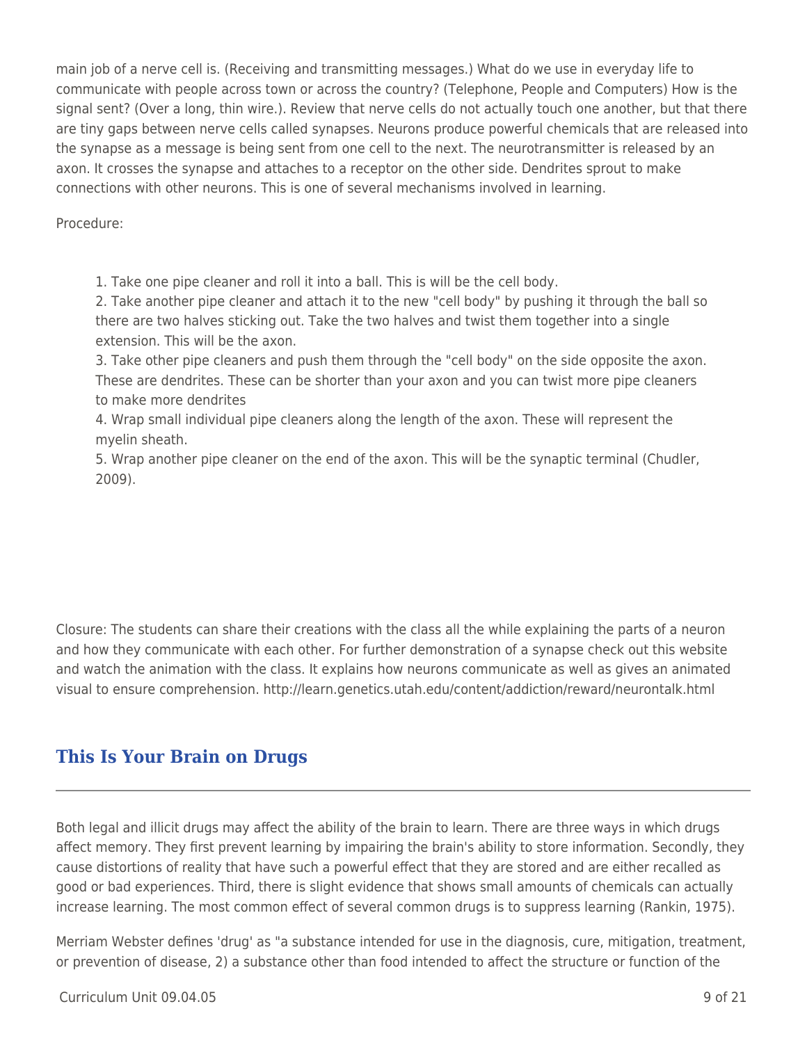main job of a nerve cell is. (Receiving and transmitting messages.) What do we use in everyday life to communicate with people across town or across the country? (Telephone, People and Computers) How is the signal sent? (Over a long, thin wire.). Review that nerve cells do not actually touch one another, but that there are tiny gaps between nerve cells called synapses. Neurons produce powerful chemicals that are released into the synapse as a message is being sent from one cell to the next. The neurotransmitter is released by an axon. It crosses the synapse and attaches to a receptor on the other side. Dendrites sprout to make connections with other neurons. This is one of several mechanisms involved in learning.

Procedure:

1. Take one pipe cleaner and roll it into a ball. This is will be the cell body.
2. Take another pipe cleaner and attach it to the new "cell body" by pushing it through the ball so there are two halves sticking out. Take the two halves and twist them together into a single extension. This will be the axon.
3. Take other pipe cleaners and push them through the "cell body" on the side opposite the axon. These are dendrites. These can be shorter than your axon and you can twist more pipe cleaners to make more dendrites
4. Wrap small individual pipe cleaners along the length of the axon. These will represent the myelin sheath.
5. Wrap another pipe cleaner on the end of the axon. This will be the synaptic terminal (Chudler, 2009).

Closure: The students can share their creations with the class all the while explaining the parts of a neuron and how they communicate with each other. For further demonstration of a synapse check out this website and watch the animation with the class. It explains how neurons communicate as well as gives an animated visual to ensure comprehension. http://learn.genetics.utah.edu/content/addiction/reward/neurontalk.html

## This Is Your Brain on Drugs

Both legal and illicit drugs may affect the ability of the brain to learn. There are three ways in which drugs affect memory. They first prevent learning by impairing the brain's ability to store information. Secondly, they cause distortions of reality that have such a powerful effect that they are stored and are either recalled as good or bad experiences. Third, there is slight evidence that shows small amounts of chemicals can actually increase learning. The most common effect of several common drugs is to suppress learning (Rankin, 1975).

Merriam Webster defines 'drug' as "a substance intended for use in the diagnosis, cure, mitigation, treatment, or prevention of disease, 2) a substance other than food intended to affect the structure or function of the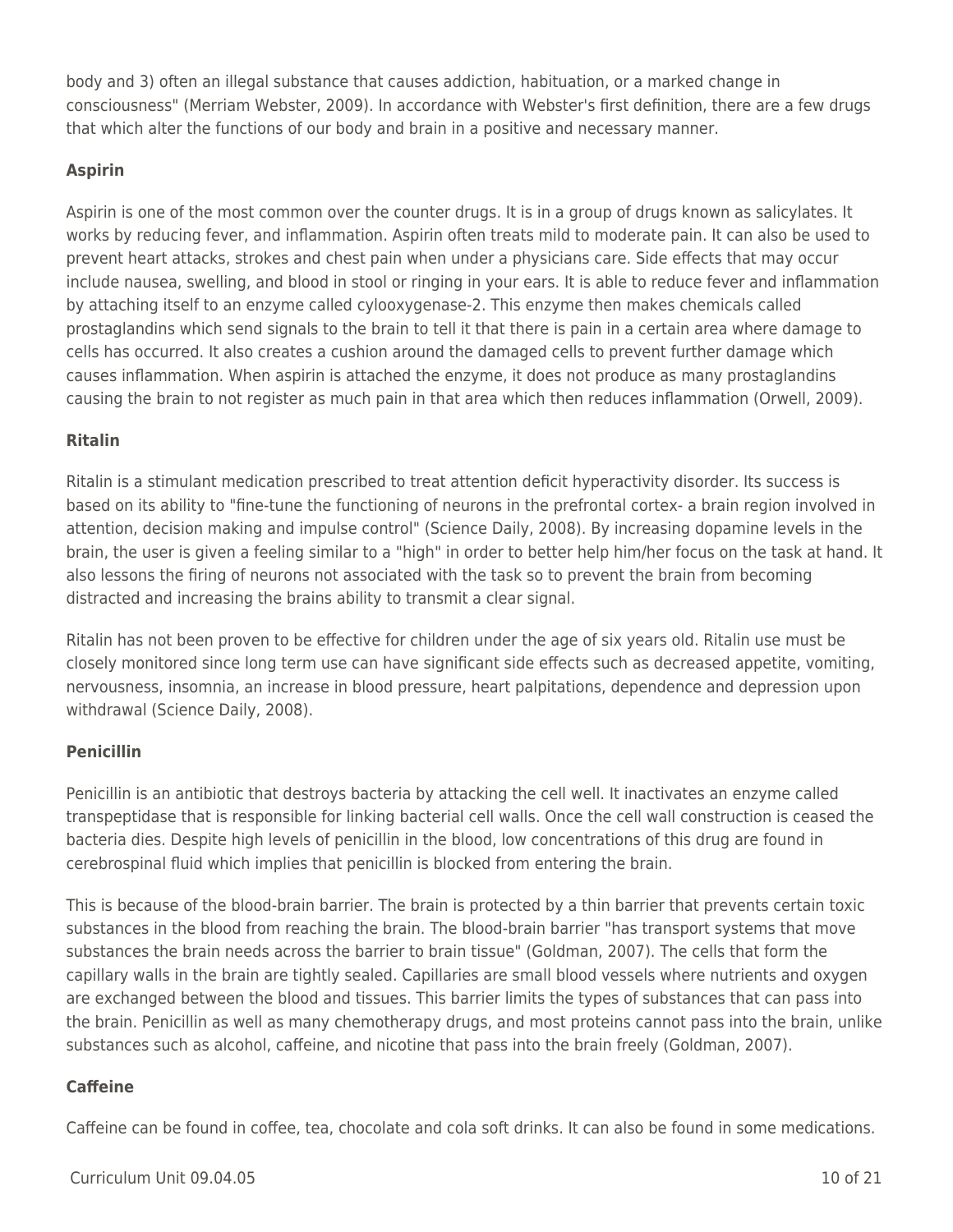body and 3) often an illegal substance that causes addiction, habituation, or a marked change in consciousness" (Merriam Webster, 2009). In accordance with Webster's first definition, there are a few drugs that which alter the functions of our body and brain in a positive and necessary manner.

**Aspirin**

Aspirin is one of the most common over the counter drugs. It is in a group of drugs known as salicylates. It works by reducing fever, and inflammation. Aspirin often treats mild to moderate pain. It can also be used to prevent heart attacks, strokes and chest pain when under a physicians care. Side effects that may occur include nausea, swelling, and blood in stool or ringing in your ears. It is able to reduce fever and inflammation by attaching itself to an enzyme called cylooxygenase-2. This enzyme then makes chemicals called prostaglandins which send signals to the brain to tell it that there is pain in a certain area where damage to cells has occurred. It also creates a cushion around the damaged cells to prevent further damage which causes inflammation. When aspirin is attached the enzyme, it does not produce as many prostaglandins causing the brain to not register as much pain in that area which then reduces inflammation (Orwell, 2009).

**Ritalin**

Ritalin is a stimulant medication prescribed to treat attention deficit hyperactivity disorder. Its success is based on its ability to "fine-tune the functioning of neurons in the prefrontal cortex- a brain region involved in attention, decision making and impulse control" (Science Daily, 2008). By increasing dopamine levels in the brain, the user is given a feeling similar to a "high" in order to better help him/her focus on the task at hand. It also lessons the firing of neurons not associated with the task so to prevent the brain from becoming distracted and increasing the brains ability to transmit a clear signal.

Ritalin has not been proven to be effective for children under the age of six years old. Ritalin use must be closely monitored since long term use can have significant side effects such as decreased appetite, vomiting, nervousness, insomnia, an increase in blood pressure, heart palpitations, dependence and depression upon withdrawal (Science Daily, 2008).

**Penicillin**

Penicillin is an antibiotic that destroys bacteria by attacking the cell well. It inactivates an enzyme called transpeptidase that is responsible for linking bacterial cell walls. Once the cell wall construction is ceased the bacteria dies. Despite high levels of penicillin in the blood, low concentrations of this drug are found in cerebrospinal fluid which implies that penicillin is blocked from entering the brain.

This is because of the blood-brain barrier. The brain is protected by a thin barrier that prevents certain toxic substances in the blood from reaching the brain. The blood-brain barrier "has transport systems that move substances the brain needs across the barrier to brain tissue" (Goldman, 2007). The cells that form the capillary walls in the brain are tightly sealed. Capillaries are small blood vessels where nutrients and oxygen are exchanged between the blood and tissues. This barrier limits the types of substances that can pass into the brain. Penicillin as well as many chemotherapy drugs, and most proteins cannot pass into the brain, unlike substances such as alcohol, caffeine, and nicotine that pass into the brain freely (Goldman, 2007).

**Caffeine**

Caffeine can be found in coffee, tea, chocolate and cola soft drinks. It can also be found in some medications.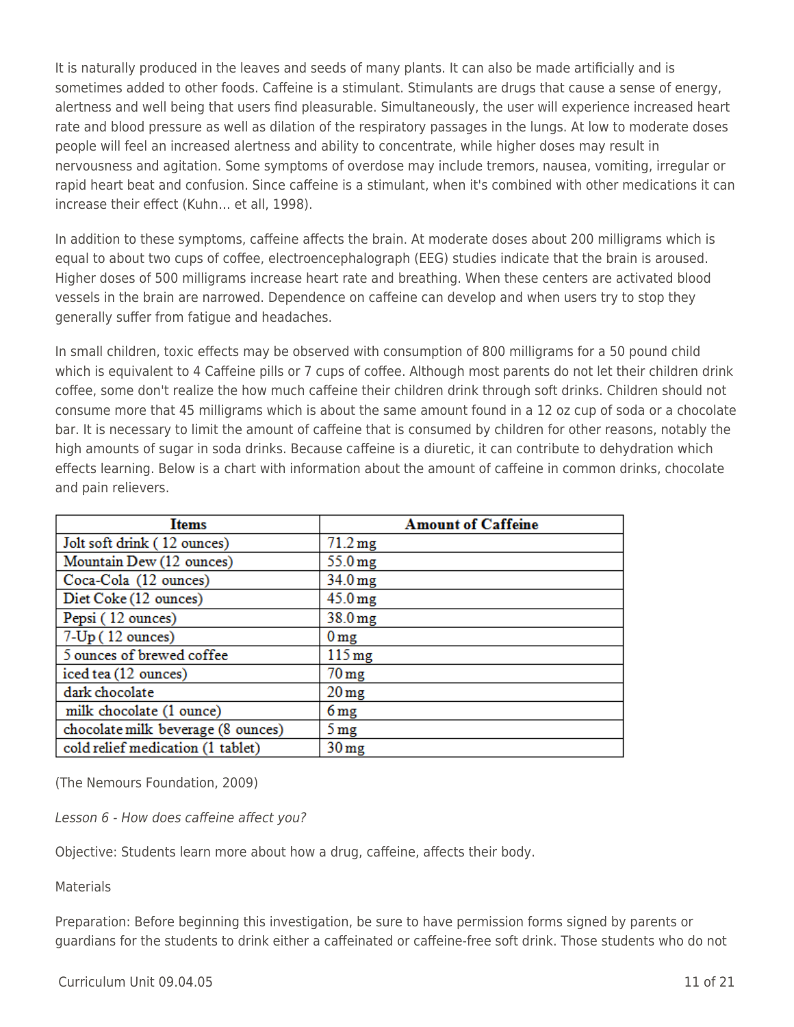It is naturally produced in the leaves and seeds of many plants. It can also be made artificially and is sometimes added to other foods. Caffeine is a stimulant. Stimulants are drugs that cause a sense of energy, alertness and well being that users find pleasurable. Simultaneously, the user will experience increased heart rate and blood pressure as well as dilation of the respiratory passages in the lungs. At low to moderate doses people will feel an increased alertness and ability to concentrate, while higher doses may result in nervousness and agitation. Some symptoms of overdose may include tremors, nausea, vomiting, irregular or rapid heart beat and confusion. Since caffeine is a stimulant, when it's combined with other medications it can increase their effect (Kuhn... et all, 1998).

In addition to these symptoms, caffeine affects the brain. At moderate doses about 200 milligrams which is equal to about two cups of coffee, electroencephalograph (EEG) studies indicate that the brain is aroused. Higher doses of 500 milligrams increase heart rate and breathing. When these centers are activated blood vessels in the brain are narrowed. Dependence on caffeine can develop and when users try to stop they generally suffer from fatigue and headaches.

In small children, toxic effects may be observed with consumption of 800 milligrams for a 50 pound child which is equivalent to 4 Caffeine pills or 7 cups of coffee. Although most parents do not let their children drink coffee, some don't realize the how much caffeine their children drink through soft drinks. Children should not consume more that 45 milligrams which is about the same amount found in a 12 oz cup of soda or a chocolate bar. It is necessary to limit the amount of caffeine that is consumed by children for other reasons, notably the high amounts of sugar in soda drinks. Because caffeine is a diuretic, it can contribute to dehydration which effects learning. Below is a chart with information about the amount of caffeine in common drinks, chocolate and pain relievers.

| Items | Amount of Caffeine |
|---|---|
| Jolt soft drink ( 12 ounces) | 71.2 mg |
| Mountain Dew (12 ounces) | 55.0 mg |
| Coca-Cola (12 ounces) | 34.0 mg |
| Diet Coke (12 ounces) | 45.0 mg |
| Pepsi ( 12 ounces) | 38.0 mg |
| 7-Up ( 12 ounces) | 0 mg |
| 5 ounces of brewed coffee | 115 mg |
| iced tea (12 ounces) | 70 mg |
| dark chocolate | 20 mg |
| milk chocolate (1 ounce) | 6 mg |
| chocolate milk beverage (8 ounces) | 5 mg |
| cold relief medication (1 tablet) | 30 mg |

(The Nemours Foundation, 2009)

*Lesson 6 - How does caffeine affect you?*

Objective: Students learn more about how a drug, caffeine, affects their body.

Materials

Preparation: Before beginning this investigation, be sure to have permission forms signed by parents or guardians for the students to drink either a caffeinated or caffeine-free soft drink. Those students who do not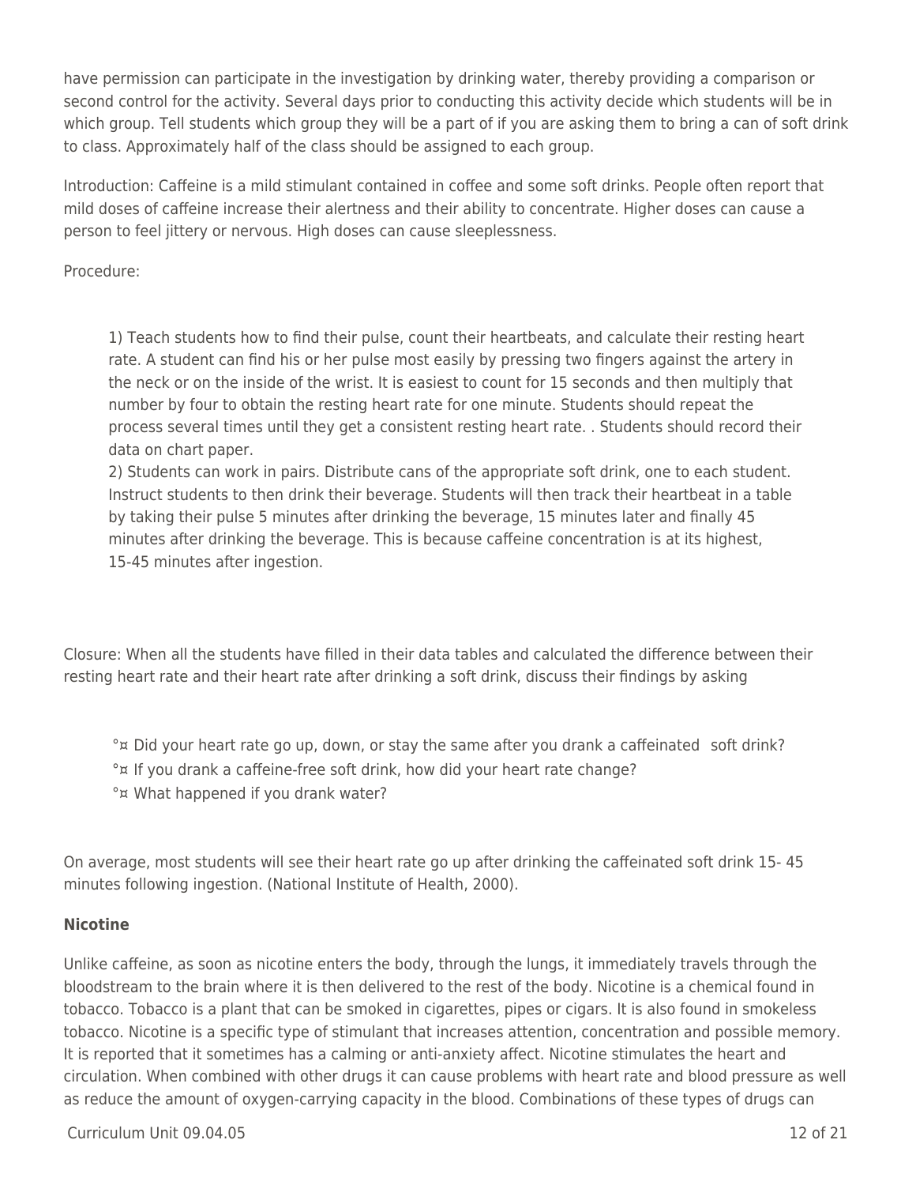have permission can participate in the investigation by drinking water, thereby providing a comparison or second control for the activity. Several days prior to conducting this activity decide which students will be in which group. Tell students which group they will be a part of if you are asking them to bring a can of soft drink to class. Approximately half of the class should be assigned to each group.

Introduction: Caffeine is a mild stimulant contained in coffee and some soft drinks. People often report that mild doses of caffeine increase their alertness and their ability to concentrate. Higher doses can cause a person to feel jittery or nervous. High doses can cause sleeplessness.

Procedure:

1) Teach students how to find their pulse, count their heartbeats, and calculate their resting heart rate. A student can find his or her pulse most easily by pressing two fingers against the artery in the neck or on the inside of the wrist. It is easiest to count for 15 seconds and then multiply that number by four to obtain the resting heart rate for one minute. Students should repeat the process several times until they get a consistent resting heart rate. . Students should record their data on chart paper.
2) Students can work in pairs. Distribute cans of the appropriate soft drink, one to each student. Instruct students to then drink their beverage. Students will then track their heartbeat in a table by taking their pulse 5 minutes after drinking the beverage, 15 minutes later and finally 45 minutes after drinking the beverage. This is because caffeine concentration is at its highest, 15-45 minutes after ingestion.

Closure: When all the students have filled in their data tables and calculated the difference between their resting heart rate and their heart rate after drinking a soft drink, discuss their findings by asking

- Did your heart rate go up, down, or stay the same after you drank a caffeinated soft drink?
- If you drank a caffeine-free soft drink, how did your heart rate change?
- What happened if you drank water?

On average, most students will see their heart rate go up after drinking the caffeinated soft drink 15- 45 minutes following ingestion. (National Institute of Health, 2000).

**Nicotine**

Unlike caffeine, as soon as nicotine enters the body, through the lungs, it immediately travels through the bloodstream to the brain where it is then delivered to the rest of the body. Nicotine is a chemical found in tobacco. Tobacco is a plant that can be smoked in cigarettes, pipes or cigars. It is also found in smokeless tobacco. Nicotine is a specific type of stimulant that increases attention, concentration and possible memory. It is reported that it sometimes has a calming or anti-anxiety affect. Nicotine stimulates the heart and circulation. When combined with other drugs it can cause problems with heart rate and blood pressure as well as reduce the amount of oxygen-carrying capacity in the blood. Combinations of these types of drugs can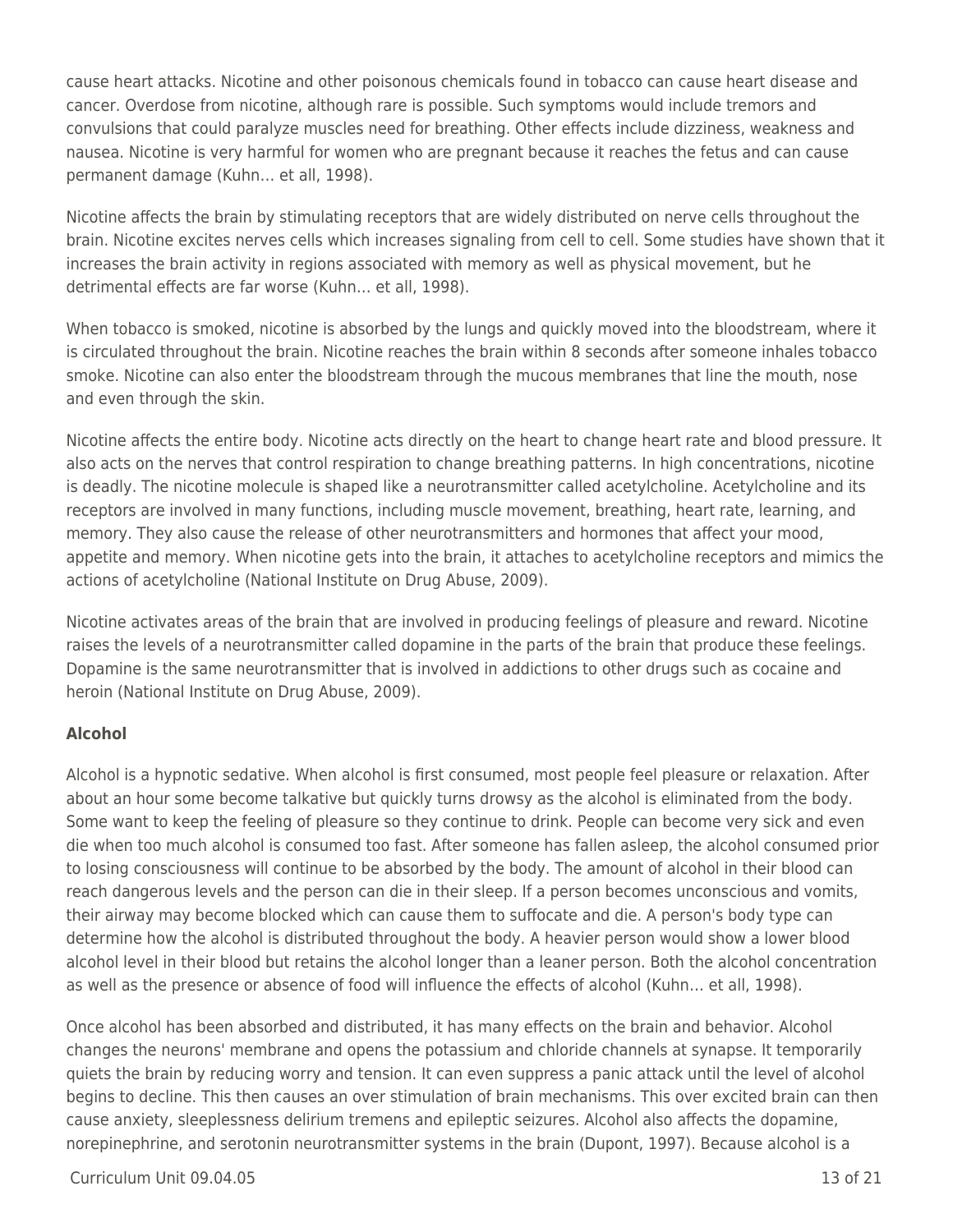cause heart attacks. Nicotine and other poisonous chemicals found in tobacco can cause heart disease and cancer. Overdose from nicotine, although rare is possible. Such symptoms would include tremors and convulsions that could paralyze muscles need for breathing. Other effects include dizziness, weakness and nausea. Nicotine is very harmful for women who are pregnant because it reaches the fetus and can cause permanent damage (Kuhn… et all, 1998).

Nicotine affects the brain by stimulating receptors that are widely distributed on nerve cells throughout the brain. Nicotine excites nerves cells which increases signaling from cell to cell. Some studies have shown that it increases the brain activity in regions associated with memory as well as physical movement, but he detrimental effects are far worse (Kuhn… et all, 1998).

When tobacco is smoked, nicotine is absorbed by the lungs and quickly moved into the bloodstream, where it is circulated throughout the brain. Nicotine reaches the brain within 8 seconds after someone inhales tobacco smoke. Nicotine can also enter the bloodstream through the mucous membranes that line the mouth, nose and even through the skin.

Nicotine affects the entire body. Nicotine acts directly on the heart to change heart rate and blood pressure. It also acts on the nerves that control respiration to change breathing patterns. In high concentrations, nicotine is deadly. The nicotine molecule is shaped like a neurotransmitter called acetylcholine. Acetylcholine and its receptors are involved in many functions, including muscle movement, breathing, heart rate, learning, and memory. They also cause the release of other neurotransmitters and hormones that affect your mood, appetite and memory. When nicotine gets into the brain, it attaches to acetylcholine receptors and mimics the actions of acetylcholine (National Institute on Drug Abuse, 2009).

Nicotine activates areas of the brain that are involved in producing feelings of pleasure and reward. Nicotine raises the levels of a neurotransmitter called dopamine in the parts of the brain that produce these feelings. Dopamine is the same neurotransmitter that is involved in addictions to other drugs such as cocaine and heroin (National Institute on Drug Abuse, 2009).

**Alcohol**

Alcohol is a hypnotic sedative. When alcohol is first consumed, most people feel pleasure or relaxation. After about an hour some become talkative but quickly turns drowsy as the alcohol is eliminated from the body. Some want to keep the feeling of pleasure so they continue to drink. People can become very sick and even die when too much alcohol is consumed too fast. After someone has fallen asleep, the alcohol consumed prior to losing consciousness will continue to be absorbed by the body. The amount of alcohol in their blood can reach dangerous levels and the person can die in their sleep. If a person becomes unconscious and vomits, their airway may become blocked which can cause them to suffocate and die. A person's body type can determine how the alcohol is distributed throughout the body. A heavier person would show a lower blood alcohol level in their blood but retains the alcohol longer than a leaner person. Both the alcohol concentration as well as the presence or absence of food will influence the effects of alcohol (Kuhn… et all, 1998).

Once alcohol has been absorbed and distributed, it has many effects on the brain and behavior. Alcohol changes the neurons' membrane and opens the potassium and chloride channels at synapse. It temporarily quiets the brain by reducing worry and tension. It can even suppress a panic attack until the level of alcohol begins to decline. This then causes an over stimulation of brain mechanisms. This over excited brain can then cause anxiety, sleeplessness delirium tremens and epileptic seizures. Alcohol also affects the dopamine, norepinephrine, and serotonin neurotransmitter systems in the brain (Dupont, 1997). Because alcohol is a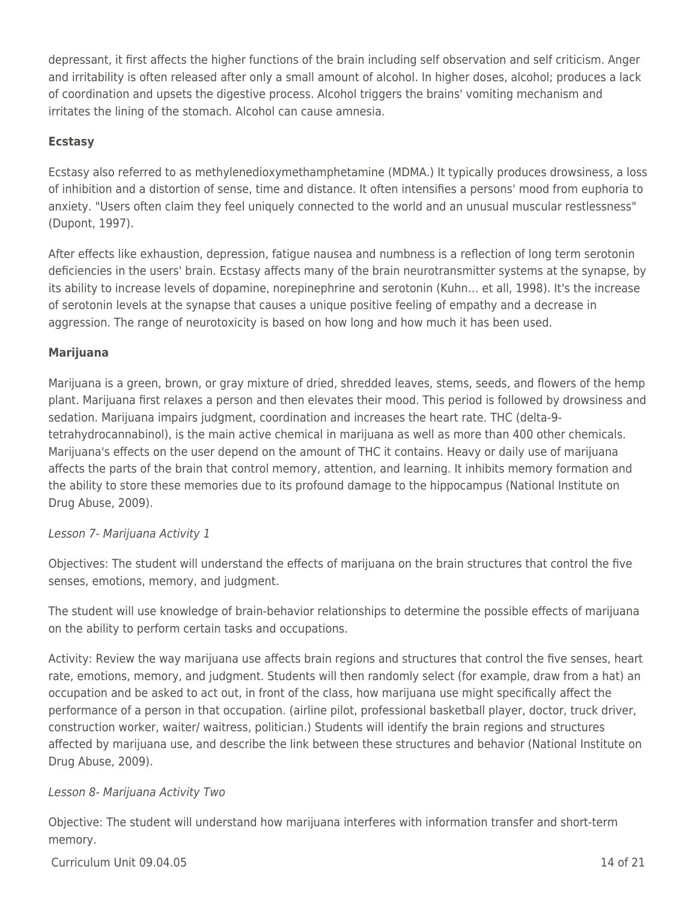depressant, it first affects the higher functions of the brain including self observation and self criticism. Anger and irritability is often released after only a small amount of alcohol. In higher doses, alcohol; produces a lack of coordination and upsets the digestive process. Alcohol triggers the brains' vomiting mechanism and irritates the lining of the stomach. Alcohol can cause amnesia.

**Ecstasy**

Ecstasy also referred to as methylenedioxymethamphetamine (MDMA.) It typically produces drowsiness, a loss of inhibition and a distortion of sense, time and distance. It often intensifies a persons' mood from euphoria to anxiety. "Users often claim they feel uniquely connected to the world and an unusual muscular restlessness" (Dupont, 1997).

After effects like exhaustion, depression, fatigue nausea and numbness is a reflection of long term serotonin deficiencies in the users' brain. Ecstasy affects many of the brain neurotransmitter systems at the synapse, by its ability to increase levels of dopamine, norepinephrine and serotonin (Kuhn… et all, 1998). It's the increase of serotonin levels at the synapse that causes a unique positive feeling of empathy and a decrease in aggression. The range of neurotoxicity is based on how long and how much it has been used.

**Marijuana**

Marijuana is a green, brown, or gray mixture of dried, shredded leaves, stems, seeds, and flowers of the hemp plant. Marijuana first relaxes a person and then elevates their mood. This period is followed by drowsiness and sedation. Marijuana impairs judgment, coordination and increases the heart rate. THC (delta-9-tetrahydrocannabinol), is the main active chemical in marijuana as well as more than 400 other chemicals. Marijuana's effects on the user depend on the amount of THC it contains. Heavy or daily use of marijuana affects the parts of the brain that control memory, attention, and learning. It inhibits memory formation and the ability to store these memories due to its profound damage to the hippocampus (National Institute on Drug Abuse, 2009).

*Lesson 7- Marijuana Activity 1*

Objectives: The student will understand the effects of marijuana on the brain structures that control the five senses, emotions, memory, and judgment.

The student will use knowledge of brain-behavior relationships to determine the possible effects of marijuana on the ability to perform certain tasks and occupations.

Activity: Review the way marijuana use affects brain regions and structures that control the five senses, heart rate, emotions, memory, and judgment. Students will then randomly select (for example, draw from a hat) an occupation and be asked to act out, in front of the class, how marijuana use might specifically affect the performance of a person in that occupation. (airline pilot, professional basketball player, doctor, truck driver, construction worker, waiter/ waitress, politician.) Students will identify the brain regions and structures affected by marijuana use, and describe the link between these structures and behavior (National Institute on Drug Abuse, 2009).

*Lesson 8- Marijuana Activity Two*

Objective: The student will understand how marijuana interferes with information transfer and short-term memory.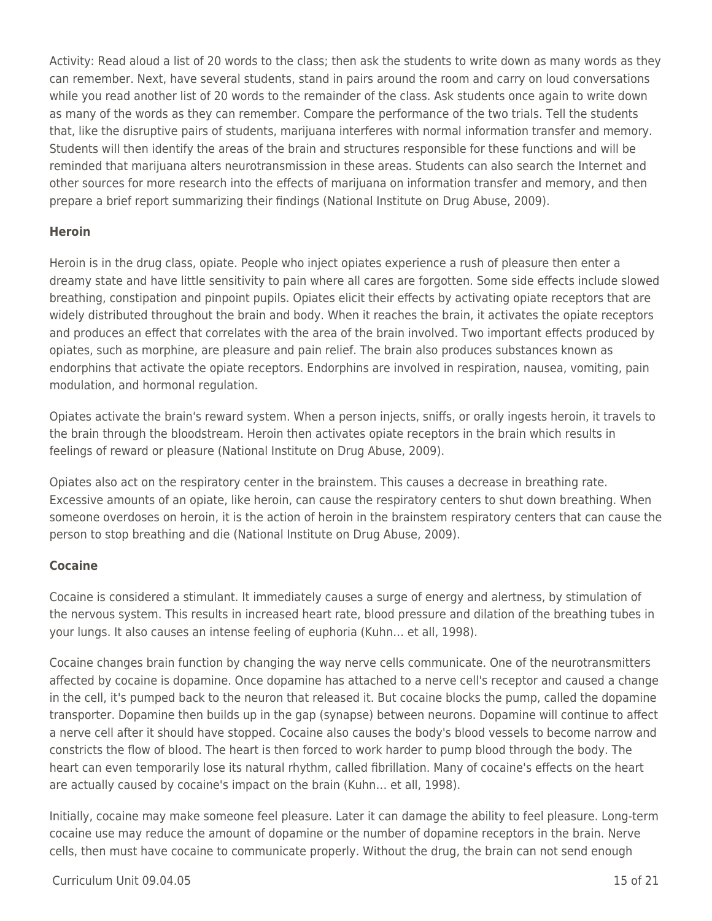Activity: Read aloud a list of 20 words to the class; then ask the students to write down as many words as they can remember. Next, have several students, stand in pairs around the room and carry on loud conversations while you read another list of 20 words to the remainder of the class. Ask students once again to write down as many of the words as they can remember. Compare the performance of the two trials. Tell the students that, like the disruptive pairs of students, marijuana interferes with normal information transfer and memory. Students will then identify the areas of the brain and structures responsible for these functions and will be reminded that marijuana alters neurotransmission in these areas. Students can also search the Internet and other sources for more research into the effects of marijuana on information transfer and memory, and then prepare a brief report summarizing their findings (National Institute on Drug Abuse, 2009).

**Heroin**

Heroin is in the drug class, opiate. People who inject opiates experience a rush of pleasure then enter a dreamy state and have little sensitivity to pain where all cares are forgotten. Some side effects include slowed breathing, constipation and pinpoint pupils. Opiates elicit their effects by activating opiate receptors that are widely distributed throughout the brain and body. When it reaches the brain, it activates the opiate receptors and produces an effect that correlates with the area of the brain involved. Two important effects produced by opiates, such as morphine, are pleasure and pain relief. The brain also produces substances known as endorphins that activate the opiate receptors. Endorphins are involved in respiration, nausea, vomiting, pain modulation, and hormonal regulation.

Opiates activate the brain's reward system. When a person injects, sniffs, or orally ingests heroin, it travels to the brain through the bloodstream. Heroin then activates opiate receptors in the brain which results in feelings of reward or pleasure (National Institute on Drug Abuse, 2009).

Opiates also act on the respiratory center in the brainstem. This causes a decrease in breathing rate. Excessive amounts of an opiate, like heroin, can cause the respiratory centers to shut down breathing. When someone overdoses on heroin, it is the action of heroin in the brainstem respiratory centers that can cause the person to stop breathing and die (National Institute on Drug Abuse, 2009).

**Cocaine**

Cocaine is considered a stimulant. It immediately causes a surge of energy and alertness, by stimulation of the nervous system. This results in increased heart rate, blood pressure and dilation of the breathing tubes in your lungs. It also causes an intense feeling of euphoria (Kuhn… et all, 1998).

Cocaine changes brain function by changing the way nerve cells communicate. One of the neurotransmitters affected by cocaine is dopamine. Once dopamine has attached to a nerve cell's receptor and caused a change in the cell, it's pumped back to the neuron that released it. But cocaine blocks the pump, called the dopamine transporter. Dopamine then builds up in the gap (synapse) between neurons. Dopamine will continue to affect a nerve cell after it should have stopped. Cocaine also causes the body's blood vessels to become narrow and constricts the flow of blood. The heart is then forced to work harder to pump blood through the body. The heart can even temporarily lose its natural rhythm, called fibrillation. Many of cocaine's effects on the heart are actually caused by cocaine's impact on the brain (Kuhn… et all, 1998).

Initially, cocaine may make someone feel pleasure. Later it can damage the ability to feel pleasure. Long-term cocaine use may reduce the amount of dopamine or the number of dopamine receptors in the brain. Nerve cells, then must have cocaine to communicate properly. Without the drug, the brain can not send enough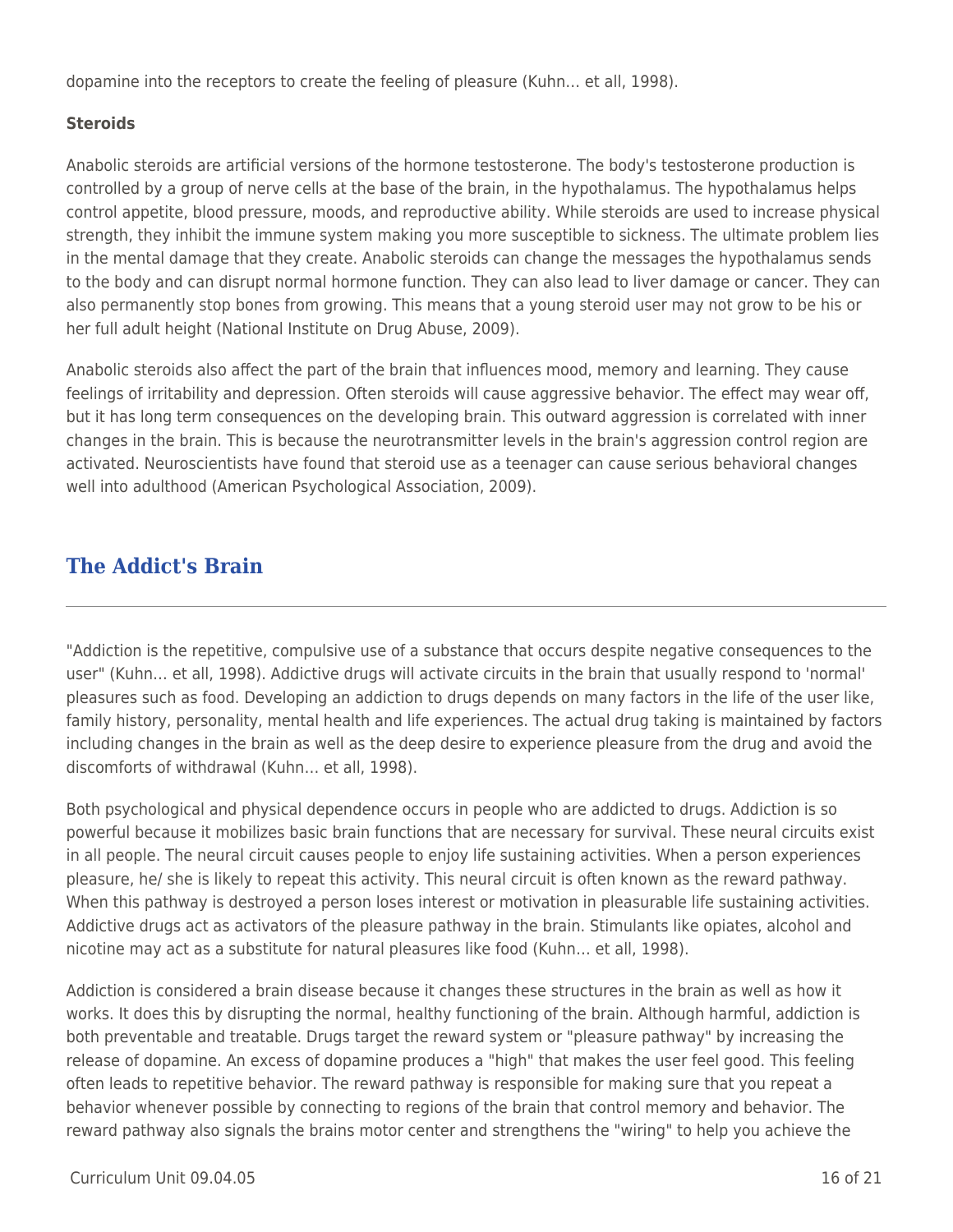dopamine into the receptors to create the feeling of pleasure (Kuhn… et all, 1998).

**Steroids**

Anabolic steroids are artificial versions of the hormone testosterone. The body's testosterone production is controlled by a group of nerve cells at the base of the brain, in the hypothalamus. The hypothalamus helps control appetite, blood pressure, moods, and reproductive ability. While steroids are used to increase physical strength, they inhibit the immune system making you more susceptible to sickness. The ultimate problem lies in the mental damage that they create. Anabolic steroids can change the messages the hypothalamus sends to the body and can disrupt normal hormone function. They can also lead to liver damage or cancer. They can also permanently stop bones from growing. This means that a young steroid user may not grow to be his or her full adult height (National Institute on Drug Abuse, 2009).

Anabolic steroids also affect the part of the brain that influences mood, memory and learning. They cause feelings of irritability and depression. Often steroids will cause aggressive behavior. The effect may wear off, but it has long term consequences on the developing brain. This outward aggression is correlated with inner changes in the brain. This is because the neurotransmitter levels in the brain's aggression control region are activated. Neuroscientists have found that steroid use as a teenager can cause serious behavioral changes well into adulthood (American Psychological Association, 2009).

## The Addict's Brain

"Addiction is the repetitive, compulsive use of a substance that occurs despite negative consequences to the user" (Kuhn… et all, 1998). Addictive drugs will activate circuits in the brain that usually respond to 'normal' pleasures such as food. Developing an addiction to drugs depends on many factors in the life of the user like, family history, personality, mental health and life experiences. The actual drug taking is maintained by factors including changes in the brain as well as the deep desire to experience pleasure from the drug and avoid the discomforts of withdrawal (Kuhn… et all, 1998).

Both psychological and physical dependence occurs in people who are addicted to drugs. Addiction is so powerful because it mobilizes basic brain functions that are necessary for survival. These neural circuits exist in all people. The neural circuit causes people to enjoy life sustaining activities. When a person experiences pleasure, he/ she is likely to repeat this activity. This neural circuit is often known as the reward pathway. When this pathway is destroyed a person loses interest or motivation in pleasurable life sustaining activities. Addictive drugs act as activators of the pleasure pathway in the brain. Stimulants like opiates, alcohol and nicotine may act as a substitute for natural pleasures like food (Kuhn… et all, 1998).

Addiction is considered a brain disease because it changes these structures in the brain as well as how it works. It does this by disrupting the normal, healthy functioning of the brain. Although harmful, addiction is both preventable and treatable. Drugs target the reward system or "pleasure pathway" by increasing the release of dopamine. An excess of dopamine produces a "high" that makes the user feel good. This feeling often leads to repetitive behavior. The reward pathway is responsible for making sure that you repeat a behavior whenever possible by connecting to regions of the brain that control memory and behavior. The reward pathway also signals the brains motor center and strengthens the "wiring" to help you achieve the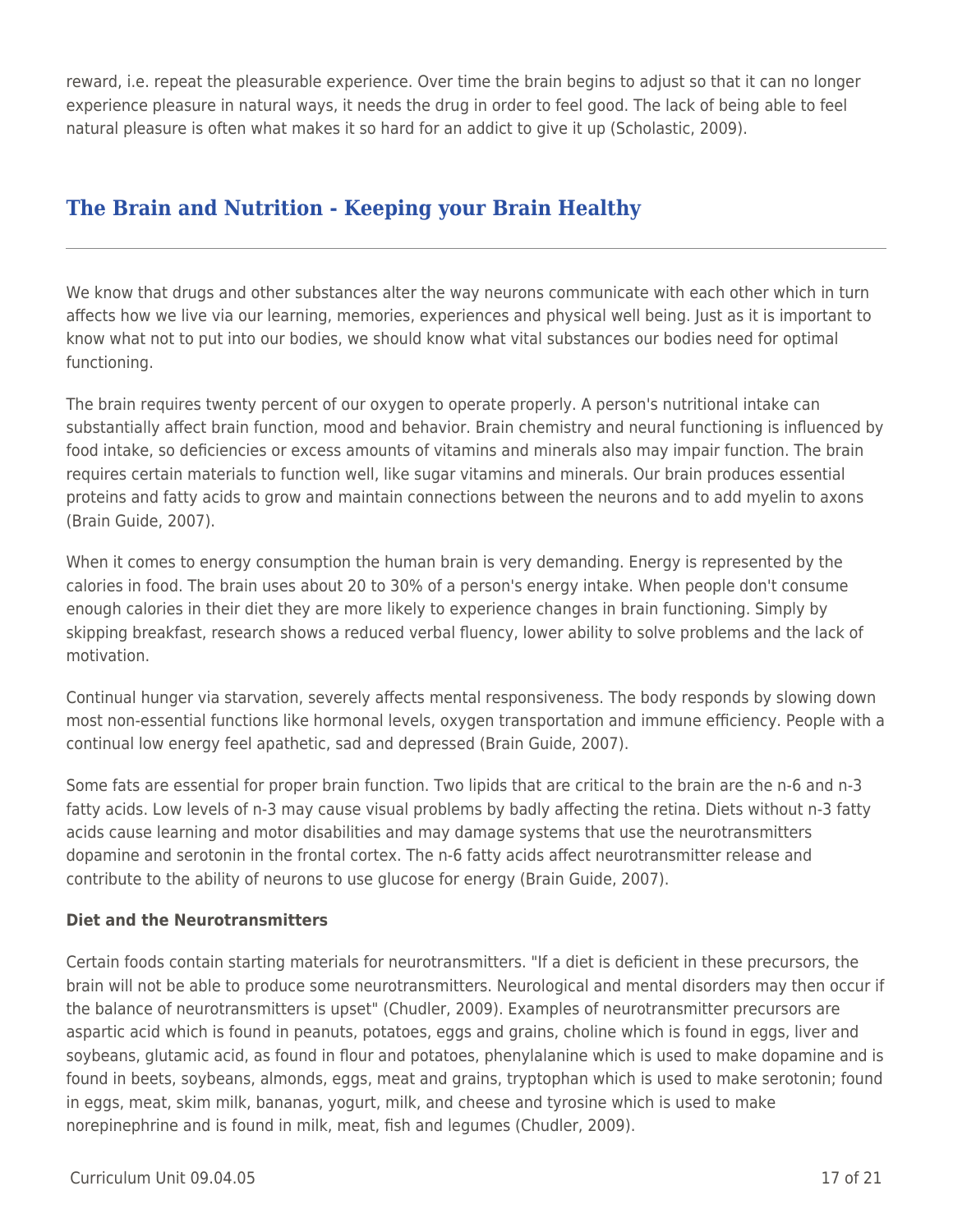reward, i.e. repeat the pleasurable experience. Over time the brain begins to adjust so that it can no longer experience pleasure in natural ways, it needs the drug in order to feel good. The lack of being able to feel natural pleasure is often what makes it so hard for an addict to give it up (Scholastic, 2009).

## The Brain and Nutrition - Keeping your Brain Healthy

We know that drugs and other substances alter the way neurons communicate with each other which in turn affects how we live via our learning, memories, experiences and physical well being. Just as it is important to know what not to put into our bodies, we should know what vital substances our bodies need for optimal functioning.

The brain requires twenty percent of our oxygen to operate properly. A person's nutritional intake can substantially affect brain function, mood and behavior. Brain chemistry and neural functioning is influenced by food intake, so deficiencies or excess amounts of vitamins and minerals also may impair function. The brain requires certain materials to function well, like sugar vitamins and minerals. Our brain produces essential proteins and fatty acids to grow and maintain connections between the neurons and to add myelin to axons (Brain Guide, 2007).

When it comes to energy consumption the human brain is very demanding. Energy is represented by the calories in food. The brain uses about 20 to 30% of a person's energy intake. When people don't consume enough calories in their diet they are more likely to experience changes in brain functioning. Simply by skipping breakfast, research shows a reduced verbal fluency, lower ability to solve problems and the lack of motivation.

Continual hunger via starvation, severely affects mental responsiveness. The body responds by slowing down most non-essential functions like hormonal levels, oxygen transportation and immune efficiency. People with a continual low energy feel apathetic, sad and depressed (Brain Guide, 2007).

Some fats are essential for proper brain function. Two lipids that are critical to the brain are the n-6 and n-3 fatty acids. Low levels of n-3 may cause visual problems by badly affecting the retina. Diets without n-3 fatty acids cause learning and motor disabilities and may damage systems that use the neurotransmitters dopamine and serotonin in the frontal cortex. The n-6 fatty acids affect neurotransmitter release and contribute to the ability of neurons to use glucose for energy (Brain Guide, 2007).

**Diet and the Neurotransmitters**

Certain foods contain starting materials for neurotransmitters. "If a diet is deficient in these precursors, the brain will not be able to produce some neurotransmitters. Neurological and mental disorders may then occur if the balance of neurotransmitters is upset" (Chudler, 2009). Examples of neurotransmitter precursors are aspartic acid which is found in peanuts, potatoes, eggs and grains, choline which is found in eggs, liver and soybeans, glutamic acid, as found in flour and potatoes, phenylalanine which is used to make dopamine and is found in beets, soybeans, almonds, eggs, meat and grains, tryptophan which is used to make serotonin; found in eggs, meat, skim milk, bananas, yogurt, milk, and cheese and tyrosine which is used to make norepinephrine and is found in milk, meat, fish and legumes (Chudler, 2009).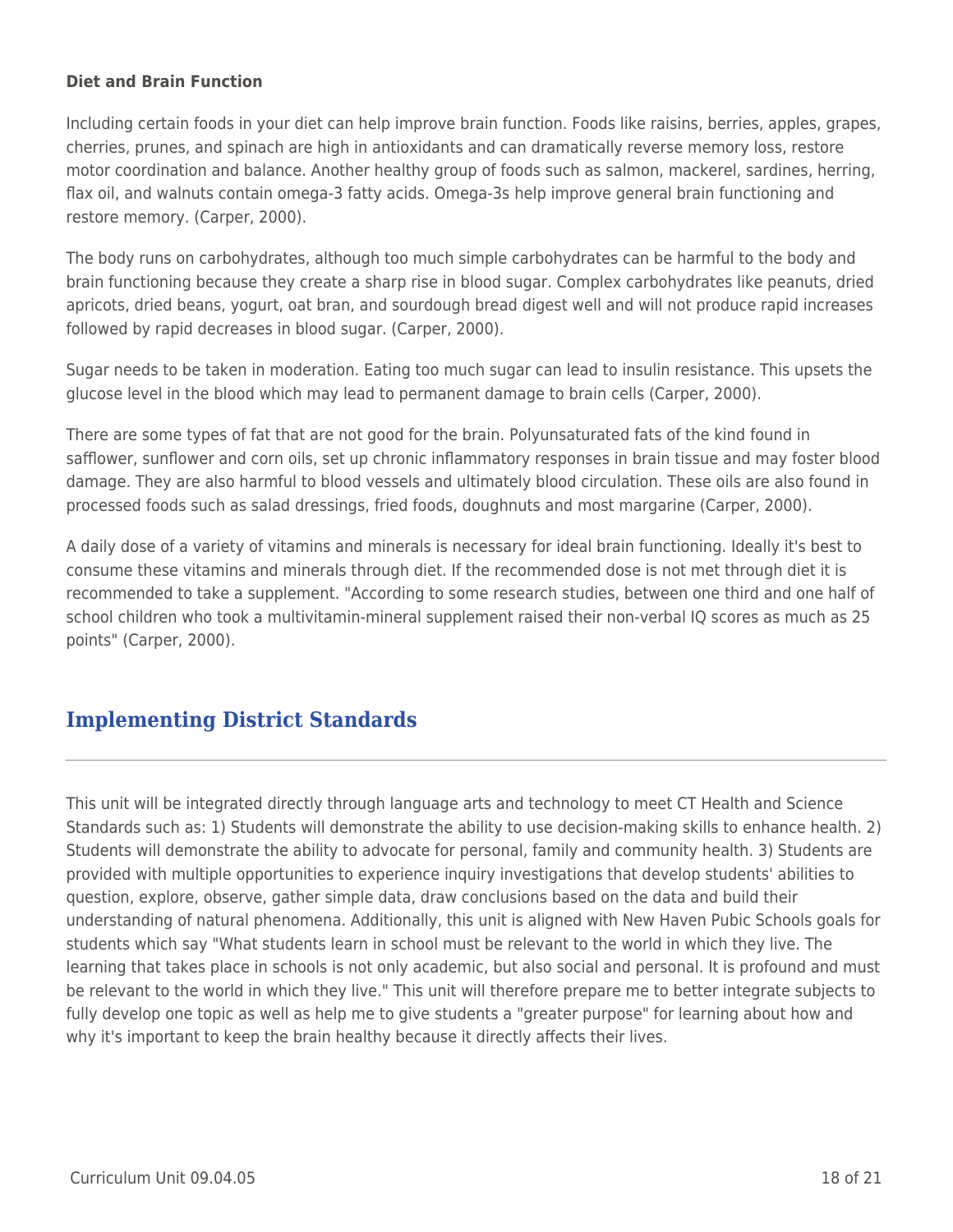**Diet and Brain Function**

Including certain foods in your diet can help improve brain function. Foods like raisins, berries, apples, grapes, cherries, prunes, and spinach are high in antioxidants and can dramatically reverse memory loss, restore motor coordination and balance. Another healthy group of foods such as salmon, mackerel, sardines, herring, flax oil, and walnuts contain omega-3 fatty acids. Omega-3s help improve general brain functioning and restore memory. (Carper, 2000).

The body runs on carbohydrates, although too much simple carbohydrates can be harmful to the body and brain functioning because they create a sharp rise in blood sugar. Complex carbohydrates like peanuts, dried apricots, dried beans, yogurt, oat bran, and sourdough bread digest well and will not produce rapid increases followed by rapid decreases in blood sugar. (Carper, 2000).

Sugar needs to be taken in moderation. Eating too much sugar can lead to insulin resistance. This upsets the glucose level in the blood which may lead to permanent damage to brain cells (Carper, 2000).

There are some types of fat that are not good for the brain. Polyunsaturated fats of the kind found in safflower, sunflower and corn oils, set up chronic inflammatory responses in brain tissue and may foster blood damage. They are also harmful to blood vessels and ultimately blood circulation. These oils are also found in processed foods such as salad dressings, fried foods, doughnuts and most margarine (Carper, 2000).

A daily dose of a variety of vitamins and minerals is necessary for ideal brain functioning. Ideally it's best to consume these vitamins and minerals through diet. If the recommended dose is not met through diet it is recommended to take a supplement. "According to some research studies, between one third and one half of school children who took a multivitamin-mineral supplement raised their non-verbal IQ scores as much as 25 points" (Carper, 2000).

## Implementing District Standards

This unit will be integrated directly through language arts and technology to meet CT Health and Science Standards such as: 1) Students will demonstrate the ability to use decision-making skills to enhance health. 2) Students will demonstrate the ability to advocate for personal, family and community health. 3) Students are provided with multiple opportunities to experience inquiry investigations that develop students' abilities to question, explore, observe, gather simple data, draw conclusions based on the data and build their understanding of natural phenomena. Additionally, this unit is aligned with New Haven Pubic Schools goals for students which say "What students learn in school must be relevant to the world in which they live. The learning that takes place in schools is not only academic, but also social and personal. It is profound and must be relevant to the world in which they live." This unit will therefore prepare me to better integrate subjects to fully develop one topic as well as help me to give students a "greater purpose" for learning about how and why it's important to keep the brain healthy because it directly affects their lives.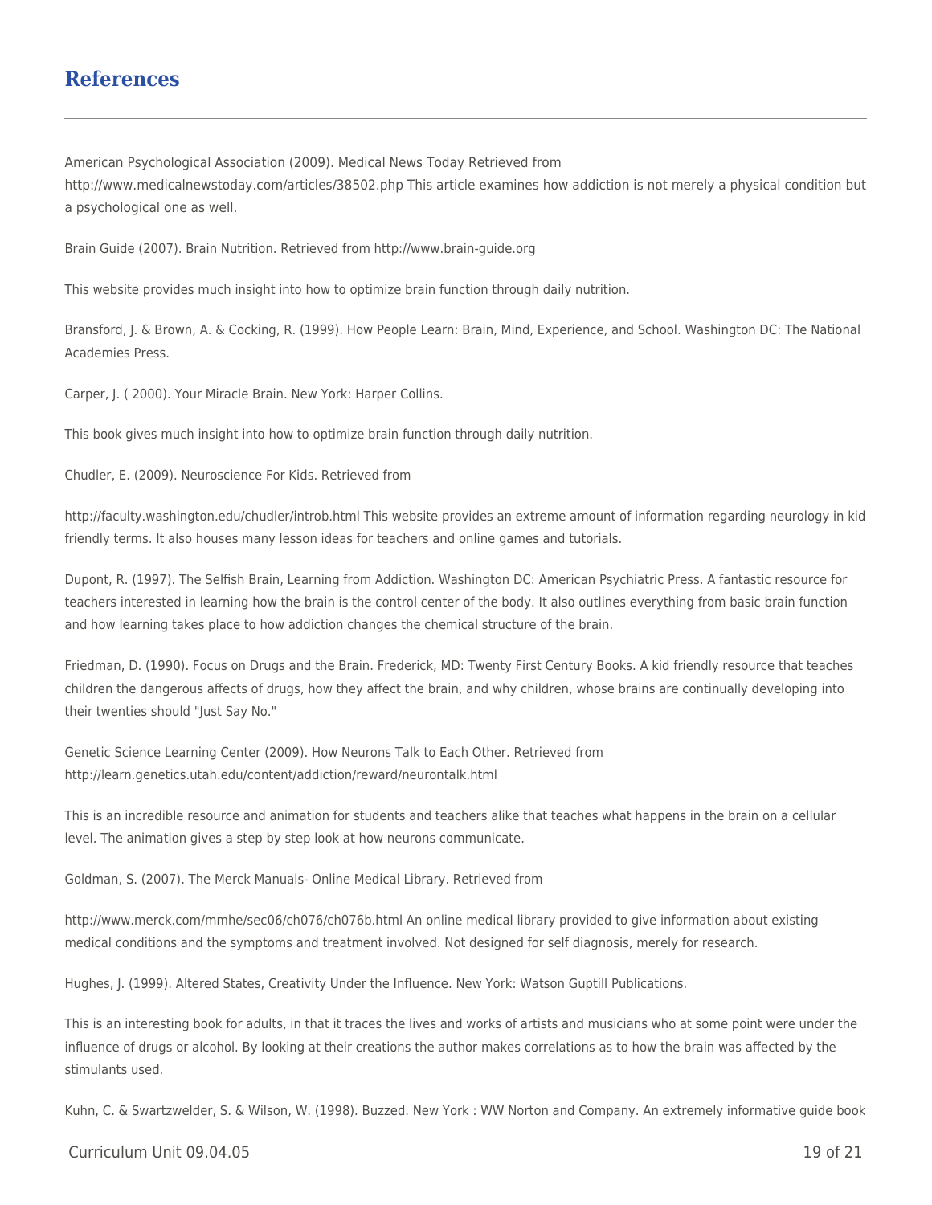## References

American Psychological Association (2009). Medical News Today Retrieved from http://www.medicalnewstoday.com/articles/38502.php This article examines how addiction is not merely a physical condition but a psychological one as well.

Brain Guide (2007). Brain Nutrition. Retrieved from http://www.brain-guide.org

This website provides much insight into how to optimize brain function through daily nutrition.

Bransford, J. & Brown, A. & Cocking, R. (1999). How People Learn: Brain, Mind, Experience, and School. Washington DC: The National Academies Press.

Carper, J. ( 2000). Your Miracle Brain. New York: Harper Collins.

This book gives much insight into how to optimize brain function through daily nutrition.

Chudler, E. (2009). Neuroscience For Kids. Retrieved from

http://faculty.washington.edu/chudler/introb.html This website provides an extreme amount of information regarding neurology in kid friendly terms. It also houses many lesson ideas for teachers and online games and tutorials.

Dupont, R. (1997). The Selfish Brain, Learning from Addiction. Washington DC: American Psychiatric Press. A fantastic resource for teachers interested in learning how the brain is the control center of the body. It also outlines everything from basic brain function and how learning takes place to how addiction changes the chemical structure of the brain.

Friedman, D. (1990). Focus on Drugs and the Brain. Frederick, MD: Twenty First Century Books. A kid friendly resource that teaches children the dangerous affects of drugs, how they affect the brain, and why children, whose brains are continually developing into their twenties should "Just Say No."

Genetic Science Learning Center (2009). How Neurons Talk to Each Other. Retrieved from http://learn.genetics.utah.edu/content/addiction/reward/neurontalk.html

This is an incredible resource and animation for students and teachers alike that teaches what happens in the brain on a cellular level. The animation gives a step by step look at how neurons communicate.

Goldman, S. (2007). The Merck Manuals- Online Medical Library. Retrieved from

http://www.merck.com/mmhe/sec06/ch076/ch076b.html An online medical library provided to give information about existing medical conditions and the symptoms and treatment involved. Not designed for self diagnosis, merely for research.

Hughes, J. (1999). Altered States, Creativity Under the Influence. New York: Watson Guptill Publications.

This is an interesting book for adults, in that it traces the lives and works of artists and musicians who at some point were under the influence of drugs or alcohol. By looking at their creations the author makes correlations as to how the brain was affected by the stimulants used.

Kuhn, C. & Swartzwelder, S. & Wilson, W. (1998). Buzzed. New York : WW Norton and Company. An extremely informative guide book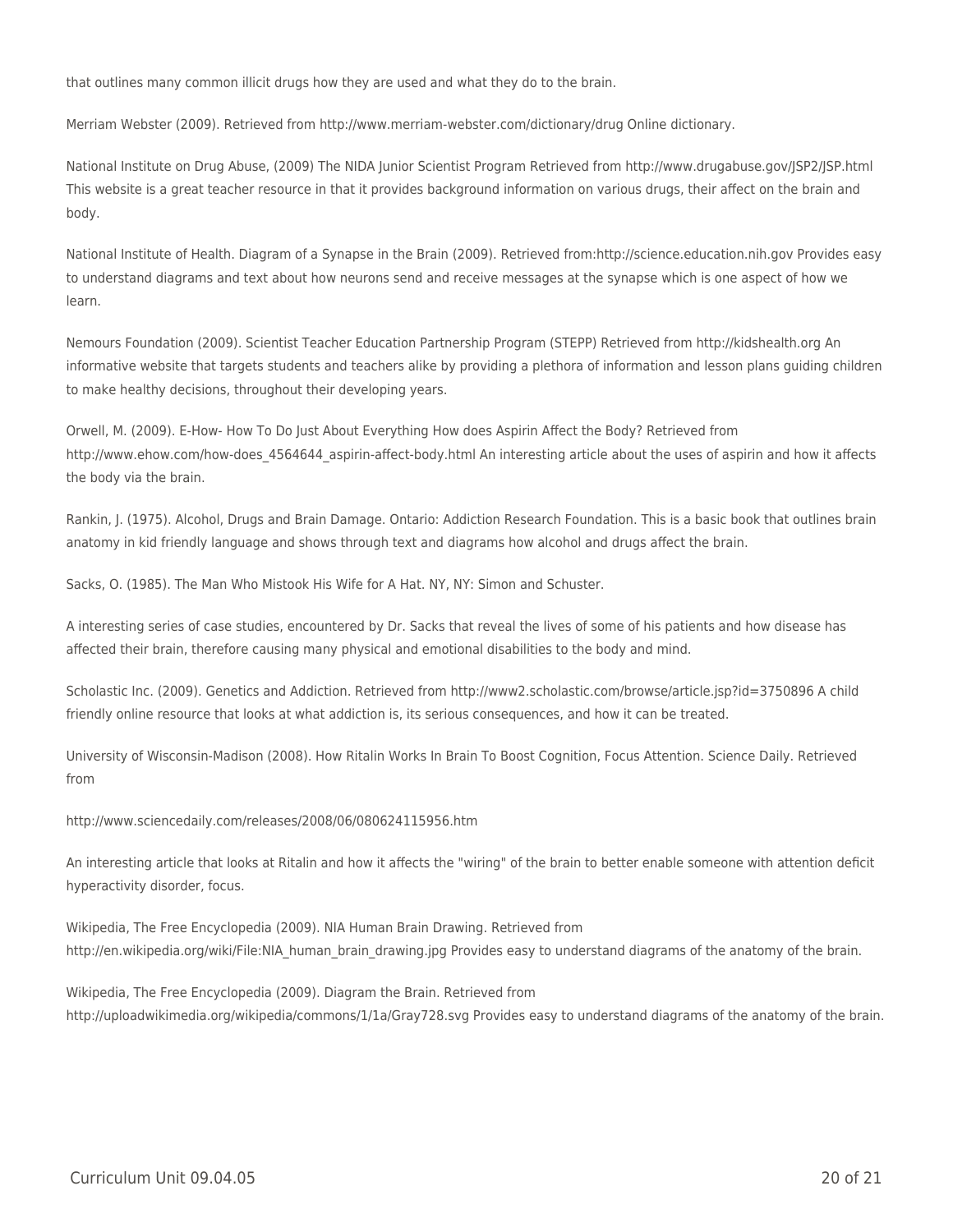that outlines many common illicit drugs how they are used and what they do to the brain.

Merriam Webster (2009). Retrieved from http://www.merriam-webster.com/dictionary/drug Online dictionary.

National Institute on Drug Abuse, (2009) The NIDA Junior Scientist Program Retrieved from http://www.drugabuse.gov/JSP2/JSP.html This website is a great teacher resource in that it provides background information on various drugs, their affect on the brain and body.

National Institute of Health. Diagram of a Synapse in the Brain (2009). Retrieved from:http://science.education.nih.gov Provides easy to understand diagrams and text about how neurons send and receive messages at the synapse which is one aspect of how we learn.

Nemours Foundation (2009). Scientist Teacher Education Partnership Program (STEPP) Retrieved from http://kidshealth.org An informative website that targets students and teachers alike by providing a plethora of information and lesson plans guiding children to make healthy decisions, throughout their developing years.

Orwell, M. (2009). E-How- How To Do Just About Everything How does Aspirin Affect the Body? Retrieved from http://www.ehow.com/how-does_4564644_aspirin-affect-body.html An interesting article about the uses of aspirin and how it affects the body via the brain.

Rankin, J. (1975). Alcohol, Drugs and Brain Damage. Ontario: Addiction Research Foundation. This is a basic book that outlines brain anatomy in kid friendly language and shows through text and diagrams how alcohol and drugs affect the brain.

Sacks, O. (1985). The Man Who Mistook His Wife for A Hat. NY, NY: Simon and Schuster.

A interesting series of case studies, encountered by Dr. Sacks that reveal the lives of some of his patients and how disease has affected their brain, therefore causing many physical and emotional disabilities to the body and mind.

Scholastic Inc. (2009). Genetics and Addiction. Retrieved from http://www2.scholastic.com/browse/article.jsp?id=3750896 A child friendly online resource that looks at what addiction is, its serious consequences, and how it can be treated.

University of Wisconsin-Madison (2008). How Ritalin Works In Brain To Boost Cognition, Focus Attention. Science Daily. Retrieved from

http://www.sciencedaily.com/releases/2008/06/080624115956.htm

An interesting article that looks at Ritalin and how it affects the "wiring" of the brain to better enable someone with attention deficit hyperactivity disorder, focus.

Wikipedia, The Free Encyclopedia (2009). NIA Human Brain Drawing. Retrieved from http://en.wikipedia.org/wiki/File:NIA_human_brain_drawing.jpg Provides easy to understand diagrams of the anatomy of the brain.

Wikipedia, The Free Encyclopedia (2009). Diagram the Brain. Retrieved from http://uploadwikimedia.org/wikipedia/commons/1/1a/Gray728.svg Provides easy to understand diagrams of the anatomy of the brain.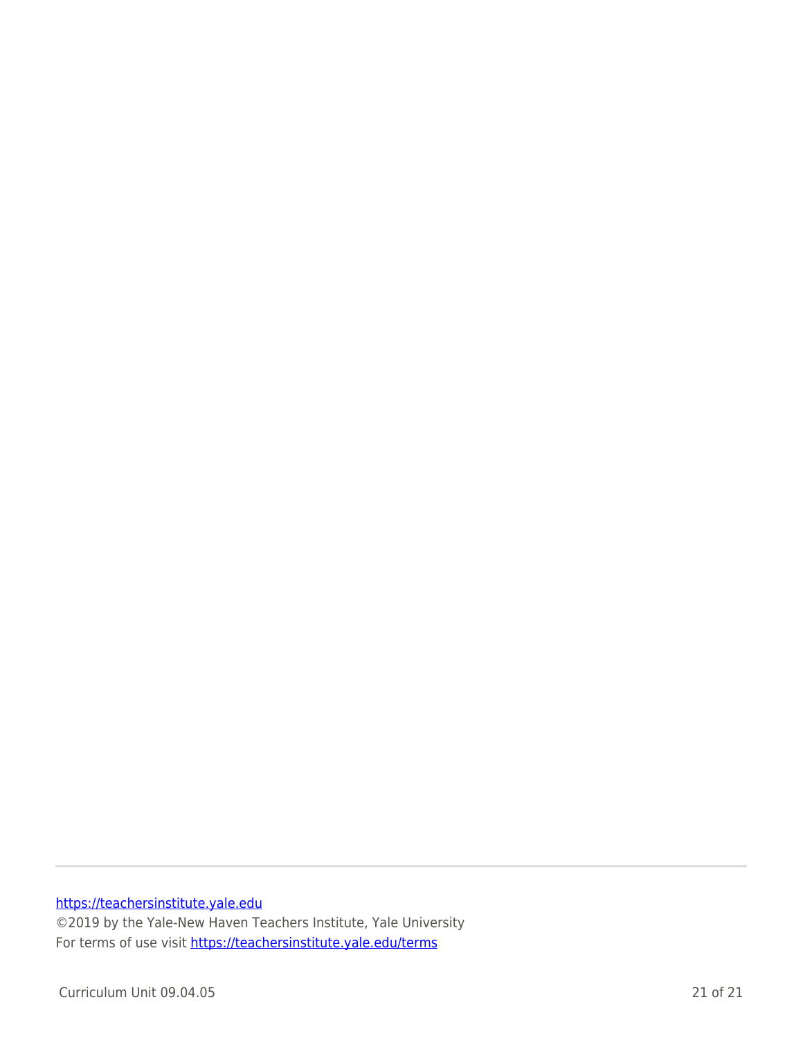https://teachersinstitute.yale.edu

©2019 by the Yale-New Haven Teachers Institute, Yale University

For terms of use visit https://teachersinstitute.yale.edu/terms